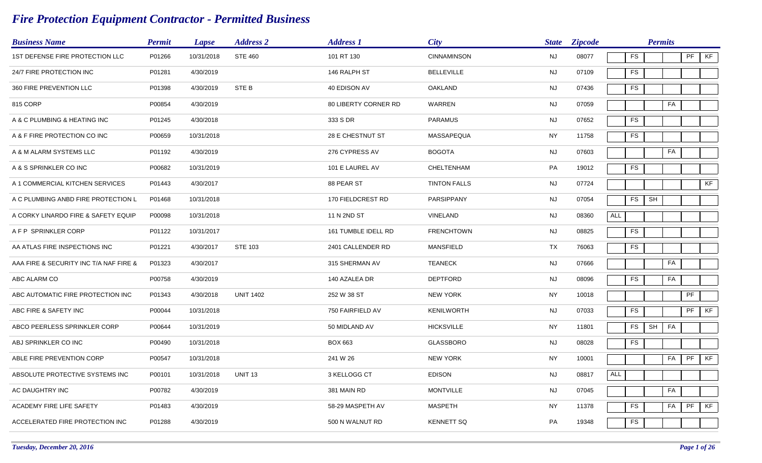# *Fire Protection Equipment Contractor - Permitted Business*

| Business Name | Permit | Lapse | Address 2 | Address 1 | City | State | Zipcode | Permits | | | | | |
|---|---|---|---|---|---|---|---|---|---|---|---|---|---|
| 1ST DEFENSE FIRE PROTECTION LLC | P01266 | 10/31/2018 | STE 460 | 101 RT 130 | CINNAMINSON | NJ | 08077 | | FS | | | PF | KF |
| 24/7 FIRE PROTECTION INC | P01281 | 4/30/2019 | | 146 RALPH ST | BELLEVILLE | NJ | 07109 | | FS | | | | |
| 360 FIRE PREVENTION LLC | P01398 | 4/30/2019 | STE B | 40 EDISON AV | OAKLAND | NJ | 07436 | | FS | | | | |
| 815 CORP | P00854 | 4/30/2019 | | 80 LIBERTY CORNER RD | WARREN | NJ | 07059 | | | | FA | | |
| A & C PLUMBING & HEATING INC | P01245 | 4/30/2018 | | 333 S DR | PARAMUS | NJ | 07652 | | FS | | | | |
| A & F FIRE PROTECTION CO INC | P00659 | 10/31/2018 | | 28 E CHESTNUT ST | MASSAPEQUA | NY | 11758 | | FS | | | | |
| A & M ALARM SYSTEMS LLC | P01192 | 4/30/2019 | | 276 CYPRESS AV | BOGOTA | NJ | 07603 | | | | FA | | |
| A & S SPRINKLER CO INC | P00682 | 10/31/2019 | | 101 E LAUREL AV | CHELTENHAM | PA | 19012 | | FS | | | | |
| A 1 COMMERCIAL KITCHEN SERVICES | P01443 | 4/30/2017 | | 88 PEAR ST | TINTON FALLS | NJ | 07724 | | | | | | KF |
| A C PLUMBING ANBD FIRE PROTECTION L | P01468 | 10/31/2018 | | 170 FIELDCREST RD | PARSIPPANY | NJ | 07054 | | FS | SH | | | |
| A CORKY LINARDO FIRE & SAFETY EQUIP | P00098 | 10/31/2018 | | 11 N 2ND ST | VINELAND | NJ | 08360 | ALL | | | | | |
| A F P SPRINKLER CORP | P01122 | 10/31/2017 | | 161 TUMBLE IDELL RD | FRENCHTOWN | NJ | 08825 | | FS | | | | |
| AA ATLAS FIRE INSPECTIONS INC | P01221 | 4/30/2017 | STE 103 | 2401 CALLENDER RD | MANSFIELD | TX | 76063 | | FS | | | | |
| AAA FIRE & SECURITY INC T/A NAF FIRE & | P01323 | 4/30/2017 | | 315 SHERMAN AV | TEANECK | NJ | 07666 | | | | FA | | |
| ABC ALARM CO | P00758 | 4/30/2019 | | 140 AZALEA DR | DEPTFORD | NJ | 08096 | | FS | | FA | | |
| ABC AUTOMATIC FIRE PROTECTION INC | P01343 | 4/30/2018 | UNIT 1402 | 252 W 38 ST | NEW YORK | NY | 10018 | | | | | PF | |
| ABC FIRE & SAFETY INC | P00044 | 10/31/2018 | | 750 FAIRFIELD AV | KENILWORTH | NJ | 07033 | | FS | | | PF | KF |
| ABCO PEERLESS SPRINKLER CORP | P00644 | 10/31/2019 | | 50 MIDLAND AV | HICKSVILLE | NY | 11801 | | FS | SH | FA | | |
| ABJ SPRINKLER CO INC | P00490 | 10/31/2018 | | BOX 663 | GLASSBORO | NJ | 08028 | | FS | | | | |
| ABLE FIRE PREVENTION CORP | P00547 | 10/31/2018 | | 241 W 26 | NEW YORK | NY | 10001 | | | | FA | PF | KF |
| ABSOLUTE PROTECTIVE SYSTEMS INC | P00101 | 10/31/2018 | UNIT 13 | 3 KELLOGG CT | EDISON | NJ | 08817 | ALL | | | | | |
| AC DAUGHTRY INC | P00782 | 4/30/2019 | | 381 MAIN RD | MONTVILLE | NJ | 07045 | | | | FA | | |
| ACADEMY FIRE LIFE SAFETY | P01483 | 4/30/2019 | | 58-29 MASPETH AV | MASPETH | NY | 11378 | | FS | | FA | PF | KF |
| ACCELERATED FIRE PROTECTION INC | P01288 | 4/30/2019 | | 500 N WALNUT RD | KENNETT SQ | PA | 19348 | | FS | | | | |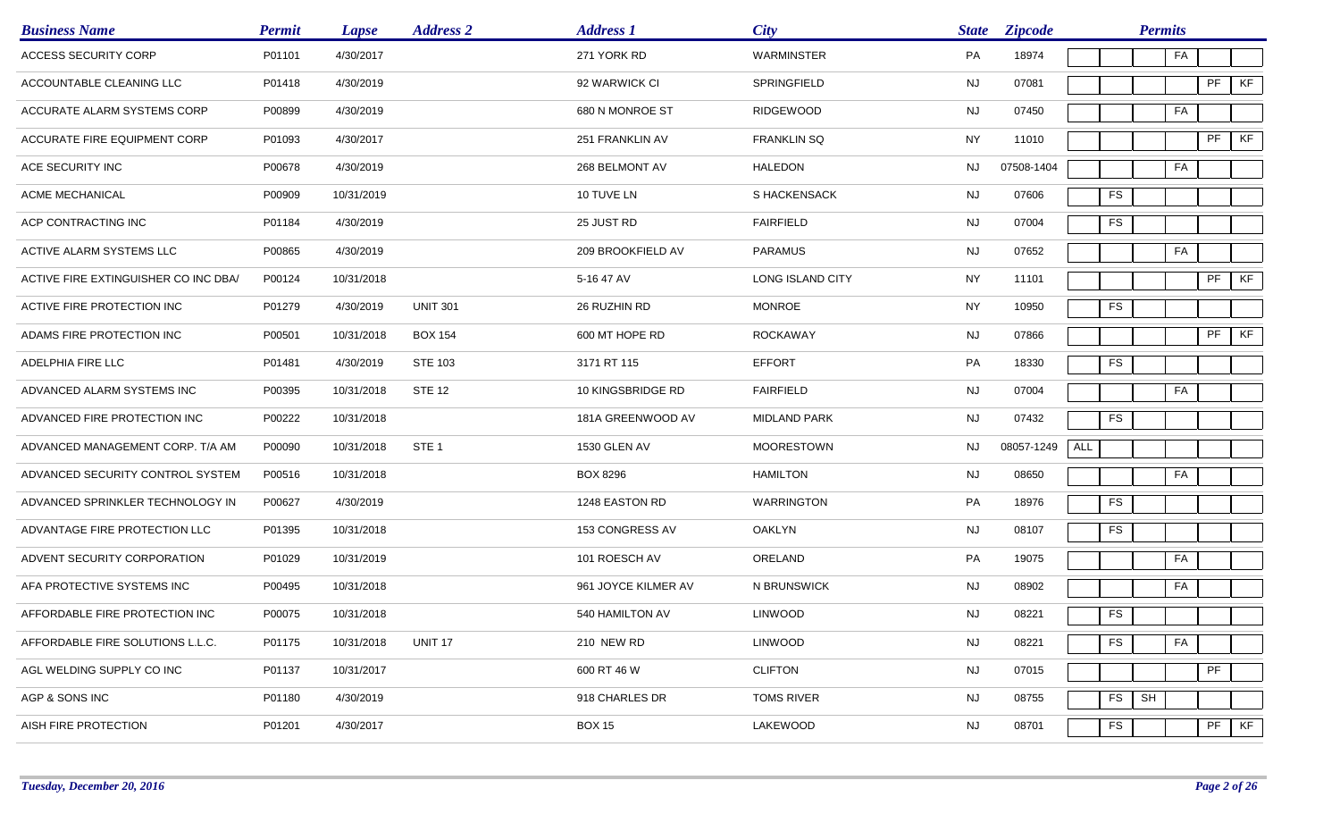| Business Name | Permit | Lapse | Address 2 | Address 1 | City | State | Zipcode | Permits | | | | | |
|---|---|---|---|---|---|---|---|---|---|---|---|---|---|
| ACCESS SECURITY CORP | P01101 | 4/30/2017 | | 271 YORK RD | WARMINSTER | PA | 18974 | | | | FA | | |
| ACCOUNTABLE CLEANING LLC | P01418 | 4/30/2019 | | 92 WARWICK CI | SPRINGFIELD | NJ | 07081 | | | | | PF | KF |
| ACCURATE ALARM SYSTEMS CORP | P00899 | 4/30/2019 | | 680 N MONROE ST | RIDGEWOOD | NJ | 07450 | | | | FA | | |
| ACCURATE FIRE EQUIPMENT CORP | P01093 | 4/30/2017 | | 251 FRANKLIN AV | FRANKLIN SQ | NY | 11010 | | | | | PF | KF |
| ACE SECURITY INC | P00678 | 4/30/2019 | | 268 BELMONT AV | HALEDON | NJ | 07508-1404 | | | | FA | | |
| ACME MECHANICAL | P00909 | 10/31/2019 | | 10 TUVE LN | S HACKENSACK | NJ | 07606 | | FS | | | | |
| ACP CONTRACTING INC | P01184 | 4/30/2019 | | 25 JUST RD | FAIRFIELD | NJ | 07004 | | FS | | | | |
| ACTIVE ALARM SYSTEMS LLC | P00865 | 4/30/2019 | | 209 BROOKFIELD AV | PARAMUS | NJ | 07652 | | | | FA | | |
| ACTIVE FIRE EXTINGUISHER CO INC DBA/ | P00124 | 10/31/2018 | | 5-16 47 AV | LONG ISLAND CITY | NY | 11101 | | | | | PF | KF |
| ACTIVE FIRE PROTECTION INC | P01279 | 4/30/2019 | UNIT 301 | 26 RUZHIN RD | MONROE | NY | 10950 | | FS | | | | |
| ADAMS FIRE PROTECTION INC | P00501 | 10/31/2018 | BOX 154 | 600 MT HOPE RD | ROCKAWAY | NJ | 07866 | | | | | PF | KF |
| ADELPHIA FIRE LLC | P01481 | 4/30/2019 | STE 103 | 3171 RT 115 | EFFORT | PA | 18330 | | FS | | | | |
| ADVANCED ALARM SYSTEMS INC | P00395 | 10/31/2018 | STE 12 | 10 KINGSBRIDGE RD | FAIRFIELD | NJ | 07004 | | | | FA | | |
| ADVANCED FIRE PROTECTION INC | P00222 | 10/31/2018 | | 181A GREENWOOD AV | MIDLAND PARK | NJ | 07432 | | FS | | | | |
| ADVANCED MANAGEMENT CORP. T/A AM | P00090 | 10/31/2018 | STE 1 | 1530 GLEN AV | MOORESTOWN | NJ | 08057-1249 | ALL | | | | | |
| ADVANCED SECURITY CONTROL SYSTEM | P00516 | 10/31/2018 | | BOX 8296 | HAMILTON | NJ | 08650 | | | | FA | | |
| ADVANCED SPRINKLER TECHNOLOGY IN | P00627 | 4/30/2019 | | 1248 EASTON RD | WARRINGTON | PA | 18976 | | FS | | | | |
| ADVANTAGE FIRE PROTECTION LLC | P01395 | 10/31/2018 | | 153 CONGRESS AV | OAKLYN | NJ | 08107 | | FS | | | | |
| ADVENT SECURITY CORPORATION | P01029 | 10/31/2019 | | 101 ROESCH AV | ORELAND | PA | 19075 | | | | FA | | |
| AFA PROTECTIVE SYSTEMS INC | P00495 | 10/31/2018 | | 961 JOYCE KILMER AV | N BRUNSWICK | NJ | 08902 | | | | FA | | |
| AFFORDABLE FIRE PROTECTION INC | P00075 | 10/31/2018 | | 540 HAMILTON AV | LINWOOD | NJ | 08221 | | FS | | | | |
| AFFORDABLE FIRE SOLUTIONS L.L.C. | P01175 | 10/31/2018 | UNIT 17 | 210 NEW RD | LINWOOD | NJ | 08221 | | FS | | FA | | |
| AGL WELDING SUPPLY CO INC | P01137 | 10/31/2017 | | 600 RT 46 W | CLIFTON | NJ | 07015 | | | | | PF | |
| AGP & SONS INC | P01180 | 4/30/2019 | | 918 CHARLES DR | TOMS RIVER | NJ | 08755 | | FS | SH | | | |
| AISH FIRE PROTECTION | P01201 | 4/30/2017 | | BOX 15 | LAKEWOOD | NJ | 08701 | | FS | | | PF | KF |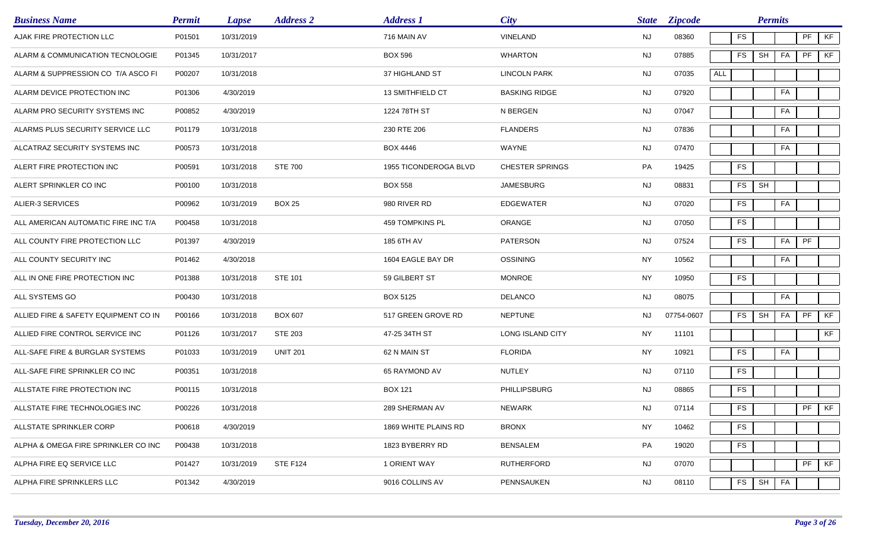| Business Name | Permit | Lapse | Address 2 | Address 1 | City | State | Zipcode | Permits | | | | | |
|---|---|---|---|---|---|---|---|---|---|---|---|---|---|
| AJAK FIRE PROTECTION LLC | P01501 | 10/31/2019 | | 716 MAIN AV | VINELAND | NJ | 08360 | | FS | | | PF | KF |
| ALARM & COMMUNICATION TECNOLOGIE | P01345 | 10/31/2017 | | BOX 596 | WHARTON | NJ | 07885 | | FS | SH | FA | PF | KF |
| ALARM & SUPPRESSION CO T/A ASCO FI | P00207 | 10/31/2018 | | 37 HIGHLAND ST | LINCOLN PARK | NJ | 07035 | ALL | | | | | |
| ALARM DEVICE PROTECTION INC | P01306 | 4/30/2019 | | 13 SMITHFIELD CT | BASKING RIDGE | NJ | 07920 | | | | FA | | |
| ALARM PRO SECURITY SYSTEMS INC | P00852 | 4/30/2019 | | 1224 78TH ST | N BERGEN | NJ | 07047 | | | | FA | | |
| ALARMS PLUS SECURITY SERVICE LLC | P01179 | 10/31/2018 | | 230 RTE 206 | FLANDERS | NJ | 07836 | | | | FA | | |
| ALCATRAZ SECURITY SYSTEMS INC | P00573 | 10/31/2018 | | BOX 4446 | WAYNE | NJ | 07470 | | | | FA | | |
| ALERT FIRE PROTECTION INC | P00591 | 10/31/2018 | STE 700 | 1955 TICONDEROGA BLVD | CHESTER SPRINGS | PA | 19425 | | FS | | | | |
| ALERT SPRINKLER CO INC | P00100 | 10/31/2018 | | BOX 558 | JAMESBURG | NJ | 08831 | | FS | SH | | | |
| ALIER-3 SERVICES | P00962 | 10/31/2019 | BOX 25 | 980 RIVER RD | EDGEWATER | NJ | 07020 | | FS | | FA | | |
| ALL AMERICAN AUTOMATIC FIRE INC T/A | P00458 | 10/31/2018 | | 459 TOMPKINS PL | ORANGE | NJ | 07050 | | FS | | | | |
| ALL COUNTY FIRE PROTECTION LLC | P01397 | 4/30/2019 | | 185 6TH AV | PATERSON | NJ | 07524 | | FS | | FA | PF | |
| ALL COUNTY SECURITY INC | P01462 | 4/30/2018 | | 1604 EAGLE BAY DR | OSSINING | NY | 10562 | | | | FA | | |
| ALL IN ONE FIRE PROTECTION INC | P01388 | 10/31/2018 | STE 101 | 59 GILBERT ST | MONROE | NY | 10950 | | FS | | | | |
| ALL SYSTEMS GO | P00430 | 10/31/2018 | | BOX 5125 | DELANCO | NJ | 08075 | | | | FA | | |
| ALLIED FIRE & SAFETY EQUIPMENT CO IN | P00166 | 10/31/2018 | BOX 607 | 517 GREEN GROVE RD | NEPTUNE | NJ | 07754-0607 | | FS | SH | FA | PF | KF |
| ALLIED FIRE CONTROL SERVICE INC | P01126 | 10/31/2017 | STE 203 | 47-25 34TH ST | LONG ISLAND CITY | NY | 11101 | | | | | | KF |
| ALL-SAFE FIRE & BURGLAR SYSTEMS | P01033 | 10/31/2019 | UNIT 201 | 62 N MAIN ST | FLORIDA | NY | 10921 | | FS | | FA | | |
| ALL-SAFE FIRE SPRINKLER CO INC | P00351 | 10/31/2018 | | 65 RAYMOND AV | NUTLEY | NJ | 07110 | | FS | | | | |
| ALLSTATE FIRE PROTECTION INC | P00115 | 10/31/2018 | | BOX 121 | PHILLIPSBURG | NJ | 08865 | | FS | | | | |
| ALLSTATE FIRE TECHNOLOGIES INC | P00226 | 10/31/2018 | | 289 SHERMAN AV | NEWARK | NJ | 07114 | | FS | | | PF | KF |
| ALLSTATE SPRINKLER CORP | P00618 | 4/30/2019 | | 1869 WHITE PLAINS RD | BRONX | NY | 10462 | | FS | | | | |
| ALPHA & OMEGA FIRE SPRINKLER CO INC | P00438 | 10/31/2018 | | 1823 BYBERRY RD | BENSALEM | PA | 19020 | | FS | | | | |
| ALPHA FIRE EQ SERVICE LLC | P01427 | 10/31/2019 | STE F124 | 1 ORIENT WAY | RUTHERFORD | NJ | 07070 | | | | | PF | KF |
| ALPHA FIRE SPRINKLERS LLC | P01342 | 4/30/2019 | | 9016 COLLINS AV | PENNSAUKEN | NJ | 08110 | | FS | SH | FA | | |

*Tuesday, December 20, 2016*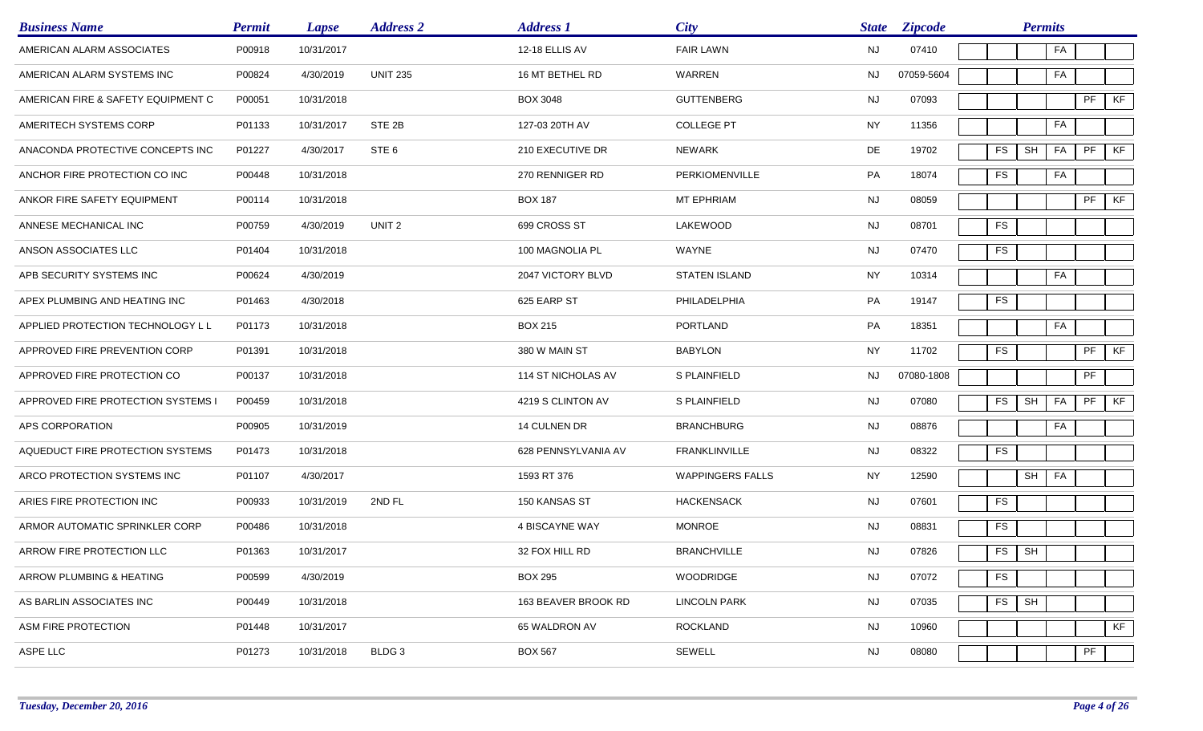| Business Name | Permit | Lapse | Address 2 | Address 1 | City | State | Zipcode | Permits | | | | |
|---|---|---|---|---|---|---|---|---|---|---|---|---|
| AMERICAN ALARM ASSOCIATES | P00918 | 10/31/2017 | | 12-18 ELLIS AV | FAIR LAWN | NJ | 07410 | | | FA | | |
| AMERICAN ALARM SYSTEMS INC | P00824 | 4/30/2019 | UNIT 235 | 16 MT BETHEL RD | WARREN | NJ | 07059-5604 | | | FA | | |
| AMERICAN FIRE & SAFETY EQUIPMENT C | P00051 | 10/31/2018 | | BOX 3048 | GUTTENBERG | NJ | 07093 | | | | PF | KF |
| AMERITECH SYSTEMS CORP | P01133 | 10/31/2017 | STE 2B | 127-03 20TH AV | COLLEGE PT | NY | 11356 | | | FA | | |
| ANACONDA PROTECTIVE CONCEPTS INC | P01227 | 4/30/2017 | STE 6 | 210 EXECUTIVE DR | NEWARK | DE | 19702 | FS | SH | FA | PF | KF |
| ANCHOR FIRE PROTECTION CO INC | P00448 | 10/31/2018 | | 270 RENNIGER RD | PERKIOMENVILLE | PA | 18074 | FS | | FA | | |
| ANKOR FIRE SAFETY EQUIPMENT | P00114 | 10/31/2018 | | BOX 187 | MT EPHRIAM | NJ | 08059 | | | | PF | KF |
| ANNESE MECHANICAL INC | P00759 | 4/30/2019 | UNIT 2 | 699 CROSS ST | LAKEWOOD | NJ | 08701 | FS | | | | |
| ANSON ASSOCIATES LLC | P01404 | 10/31/2018 | | 100 MAGNOLIA PL | WAYNE | NJ | 07470 | FS | | | | |
| APB SECURITY SYSTEMS INC | P00624 | 4/30/2019 | | 2047 VICTORY BLVD | STATEN ISLAND | NY | 10314 | | | FA | | |
| APEX PLUMBING AND HEATING INC | P01463 | 4/30/2018 | | 625 EARP ST | PHILADELPHIA | PA | 19147 | FS | | | | |
| APPLIED PROTECTION TECHNOLOGY L L | P01173 | 10/31/2018 | | BOX 215 | PORTLAND | PA | 18351 | | | FA | | |
| APPROVED FIRE PREVENTION CORP | P01391 | 10/31/2018 | | 380 W MAIN ST | BABYLON | NY | 11702 | FS | | | PF | KF |
| APPROVED FIRE PROTECTION CO | P00137 | 10/31/2018 | | 114 ST NICHOLAS AV | S PLAINFIELD | NJ | 07080-1808 | | | | PF | |
| APPROVED FIRE PROTECTION SYSTEMS I | P00459 | 10/31/2018 | | 4219 S CLINTON AV | S PLAINFIELD | NJ | 07080 | FS | SH | FA | PF | KF |
| APS CORPORATION | P00905 | 10/31/2019 | | 14 CULNEN DR | BRANCHBURG | NJ | 08876 | | | FA | | |
| AQUEDUCT FIRE PROTECTION SYSTEMS | P01473 | 10/31/2018 | | 628 PENNSYLVANIA AV | FRANKLINVILLE | NJ | 08322 | FS | | | | |
| ARCO PROTECTION SYSTEMS INC | P01107 | 4/30/2017 | | 1593 RT 376 | WAPPINGERS FALLS | NY | 12590 | | SH | FA | | |
| ARIES FIRE PROTECTION INC | P00933 | 10/31/2019 | 2ND FL | 150 KANSAS ST | HACKENSACK | NJ | 07601 | FS | | | | |
| ARMOR AUTOMATIC SPRINKLER CORP | P00486 | 10/31/2018 | | 4 BISCAYNE WAY | MONROE | NJ | 08831 | FS | | | | |
| ARROW FIRE PROTECTION LLC | P01363 | 10/31/2017 | | 32 FOX HILL RD | BRANCHVILLE | NJ | 07826 | FS | SH | | | |
| ARROW PLUMBING & HEATING | P00599 | 4/30/2019 | | BOX 295 | WOODRIDGE | NJ | 07072 | FS | | | | |
| AS BARLIN ASSOCIATES INC | P00449 | 10/31/2018 | | 163 BEAVER BROOK RD | LINCOLN PARK | NJ | 07035 | FS | SH | | | |
| ASM FIRE PROTECTION | P01448 | 10/31/2017 | | 65 WALDRON AV | ROCKLAND | NJ | 10960 | | | | | KF |
| ASPE LLC | P01273 | 10/31/2018 | BLDG 3 | BOX 567 | SEWELL | NJ | 08080 | | | | PF | |

*Tuesday, December 20, 2016*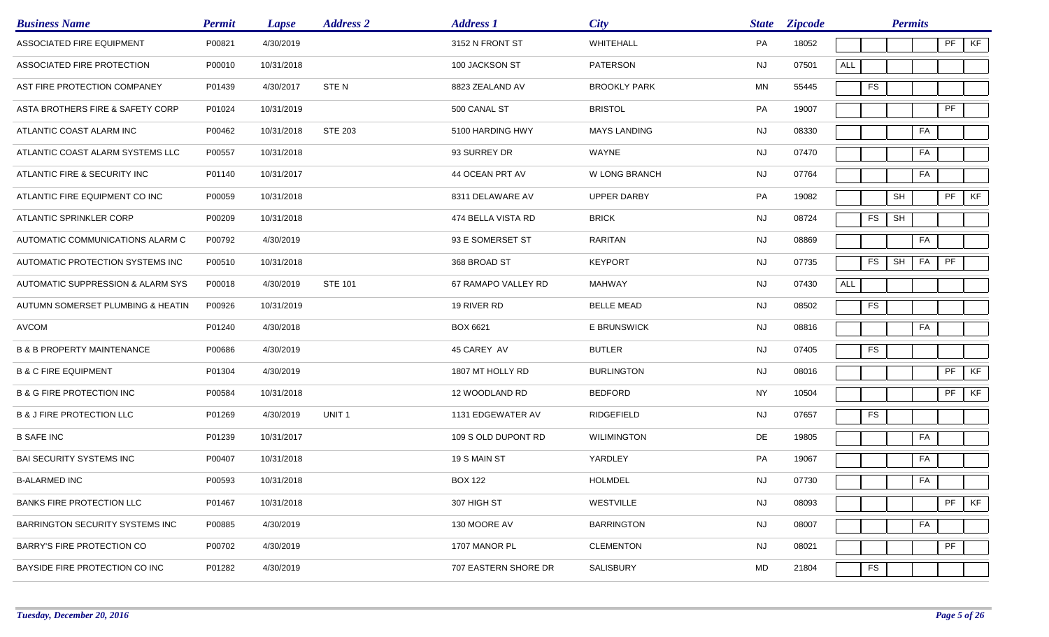| Business Name | Permit | Lapse | Address 2 | Address 1 | City | State | Zipcode | Permits | | | | | |
|---|---|---|---|---|---|---|---|---|---|---|---|---|---|
| ASSOCIATED FIRE EQUIPMENT | P00821 | 4/30/2019 | | 3152 N FRONT ST | WHITEHALL | PA | 18052 | | | | | PF | KF |
| ASSOCIATED FIRE PROTECTION | P00010 | 10/31/2018 | | 100 JACKSON ST | PATERSON | NJ | 07501 | ALL | | | | | |
| AST FIRE PROTECTION COMPANEY | P01439 | 4/30/2017 | STE N | 8823 ZEALAND AV | BROOKLY PARK | MN | 55445 | | FS | | | | |
| ASTA BROTHERS FIRE & SAFETY CORP | P01024 | 10/31/2019 | | 500 CANAL ST | BRISTOL | PA | 19007 | | | | | PF | |
| ATLANTIC COAST ALARM INC | P00462 | 10/31/2018 | STE 203 | 5100 HARDING HWY | MAYS LANDING | NJ | 08330 | | | | FA | | |
| ATLANTIC COAST ALARM SYSTEMS LLC | P00557 | 10/31/2018 | | 93 SURREY DR | WAYNE | NJ | 07470 | | | | FA | | |
| ATLANTIC FIRE & SECURITY INC | P01140 | 10/31/2017 | | 44 OCEAN PRT AV | W LONG BRANCH | NJ | 07764 | | | | FA | | |
| ATLANTIC FIRE EQUIPMENT CO INC | P00059 | 10/31/2018 | | 8311 DELAWARE AV | UPPER DARBY | PA | 19082 | | | SH | | PF | KF |
| ATLANTIC SPRINKLER CORP | P00209 | 10/31/2018 | | 474 BELLA VISTA RD | BRICK | NJ | 08724 | | FS | SH | | | |
| AUTOMATIC COMMUNICATIONS ALARM C | P00792 | 4/30/2019 | | 93 E SOMERSET ST | RARITAN | NJ | 08869 | | | | FA | | |
| AUTOMATIC PROTECTION SYSTEMS INC | P00510 | 10/31/2018 | | 368 BROAD ST | KEYPORT | NJ | 07735 | | FS | SH | FA | PF | |
| AUTOMATIC SUPPRESSION & ALARM SYS | P00018 | 4/30/2019 | STE 101 | 67 RAMAPO VALLEY RD | MAHWAY | NJ | 07430 | ALL | | | | | |
| AUTUMN SOMERSET PLUMBING & HEATIN | P00926 | 10/31/2019 | | 19 RIVER RD | BELLE MEAD | NJ | 08502 | | FS | | | | |
| AVCOM | P01240 | 4/30/2018 | | BOX 6621 | E BRUNSWICK | NJ | 08816 | | | | FA | | |
| B & B PROPERTY MAINTENANCE | P00686 | 4/30/2019 | | 45 CAREY AV | BUTLER | NJ | 07405 | | FS | | | | |
| B & C FIRE EQUIPMENT | P01304 | 4/30/2019 | | 1807 MT HOLLY RD | BURLINGTON | NJ | 08016 | | | | | PF | KF |
| B & G FIRE PROTECTION INC | P00584 | 10/31/2018 | | 12 WOODLAND RD | BEDFORD | NY | 10504 | | | | | PF | KF |
| B & J FIRE PROTECTION LLC | P01269 | 4/30/2019 | UNIT 1 | 1131 EDGEWATER AV | RIDGEFIELD | NJ | 07657 | | FS | | | | |
| B SAFE INC | P01239 | 10/31/2017 | | 109 S OLD DUPONT RD | WILIMINGTON | DE | 19805 | | | | FA | | |
| BAI SECURITY SYSTEMS INC | P00407 | 10/31/2018 | | 19 S MAIN ST | YARDLEY | PA | 19067 | | | | FA | | |
| B-ALARMED INC | P00593 | 10/31/2018 | | BOX 122 | HOLMDEL | NJ | 07730 | | | | FA | | |
| BANKS FIRE PROTECTION LLC | P01467 | 10/31/2018 | | 307 HIGH ST | WESTVILLE | NJ | 08093 | | | | | PF | KF |
| BARRINGTON SECURITY SYSTEMS INC | P00885 | 4/30/2019 | | 130 MOORE AV | BARRINGTON | NJ | 08007 | | | | FA | | |
| BARRY'S FIRE PROTECTION CO | P00702 | 4/30/2019 | | 1707 MANOR PL | CLEMENTON | NJ | 08021 | | | | | PF | |
| BAYSIDE FIRE PROTECTION CO INC | P01282 | 4/30/2019 | | 707 EASTERN SHORE DR | SALISBURY | MD | 21804 | | FS | | | | |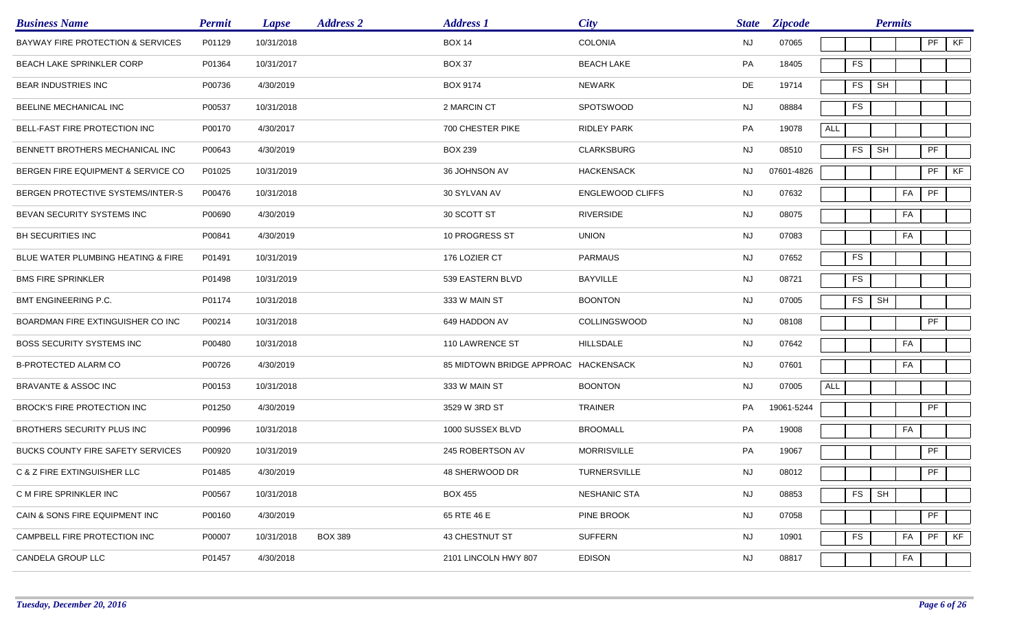| Business Name | Permit | Lapse | Address 2 | Address 1 | City | State | Zipcode | Permits | | | | | |
|---|---|---|---|---|---|---|---|---|---|---|---|---|---|
| BAYWAY FIRE PROTECTION & SERVICES | P01129 | 10/31/2018 | | BOX 14 | COLONIA | NJ | 07065 | | | | | PF | KF |
| BEACH LAKE SPRINKLER CORP | P01364 | 10/31/2017 | | BOX 37 | BEACH LAKE | PA | 18405 | | FS | | | | |
| BEAR INDUSTRIES INC | P00736 | 4/30/2019 | | BOX 9174 | NEWARK | DE | 19714 | | FS | SH | | | |
| BEELINE MECHANICAL INC | P00537 | 10/31/2018 | | 2 MARCIN CT | SPOTSWOOD | NJ | 08884 | | FS | | | | |
| BELL-FAST FIRE PROTECTION INC | P00170 | 4/30/2017 | | 700 CHESTER PIKE | RIDLEY PARK | PA | 19078 | ALL | | | | | |
| BENNETT BROTHERS MECHANICAL INC | P00643 | 4/30/2019 | | BOX 239 | CLARKSBURG | NJ | 08510 | | FS | SH | | PF | |
| BERGEN FIRE EQUIPMENT & SERVICE CO | P01025 | 10/31/2019 | | 36 JOHNSON AV | HACKENSACK | NJ | 07601-4826 | | | | | PF | KF |
| BERGEN PROTECTIVE SYSTEMS/INTER-S | P00476 | 10/31/2018 | | 30 SYLVAN AV | ENGLEWOOD CLIFFS | NJ | 07632 | | | | FA | PF | |
| BEVAN SECURITY SYSTEMS INC | P00690 | 4/30/2019 | | 30 SCOTT ST | RIVERSIDE | NJ | 08075 | | | | FA | | |
| BH SECURITIES INC | P00841 | 4/30/2019 | | 10 PROGRESS ST | UNION | NJ | 07083 | | | | FA | | |
| BLUE WATER PLUMBING HEATING & FIRE | P01491 | 10/31/2019 | | 176 LOZIER CT | PARMAUS | NJ | 07652 | | FS | | | | |
| BMS FIRE SPRINKLER | P01498 | 10/31/2019 | | 539 EASTERN BLVD | BAYVILLE | NJ | 08721 | | FS | | | | |
| BMT ENGINEERING P.C. | P01174 | 10/31/2018 | | 333 W MAIN ST | BOONTON | NJ | 07005 | | FS | SH | | | |
| BOARDMAN FIRE EXTINGUISHER CO INC | P00214 | 10/31/2018 | | 649 HADDON AV | COLLINGSWOOD | NJ | 08108 | | | | | PF | |
| BOSS SECURITY SYSTEMS INC | P00480 | 10/31/2018 | | 110 LAWRENCE ST | HILLSDALE | NJ | 07642 | | | | FA | | |
| B-PROTECTED ALARM CO | P00726 | 4/30/2019 | | 85 MIDTOWN BRIDGE APPROAC | HACKENSACK | NJ | 07601 | | | | FA | | |
| BRAVANTE & ASSOC INC | P00153 | 10/31/2018 | | 333 W MAIN ST | BOONTON | NJ | 07005 | ALL | | | | | |
| BROCK'S FIRE PROTECTION INC | P01250 | 4/30/2019 | | 3529 W 3RD ST | TRAINER | PA | 19061-5244 | | | | | PF | |
| BROTHERS SECURITY PLUS INC | P00996 | 10/31/2018 | | 1000 SUSSEX BLVD | BROOMALL | PA | 19008 | | | | FA | | |
| BUCKS COUNTY FIRE SAFETY SERVICES | P00920 | 10/31/2019 | | 245 ROBERTSON AV | MORRISVILLE | PA | 19067 | | | | | PF | |
| C & Z FIRE EXTINGUISHER LLC | P01485 | 4/30/2019 | | 48 SHERWOOD DR | TURNERSVILLE | NJ | 08012 | | | | | PF | |
| C M FIRE SPRINKLER INC | P00567 | 10/31/2018 | | BOX 455 | NESHANIC STA | NJ | 08853 | | FS | SH | | | |
| CAIN & SONS FIRE EQUIPMENT INC | P00160 | 4/30/2019 | | 65 RTE 46 E | PINE BROOK | NJ | 07058 | | | | | PF | |
| CAMPBELL FIRE PROTECTION INC | P00007 | 10/31/2018 | BOX 389 | 43 CHESTNUT ST | SUFFERN | NJ | 10901 | | FS | | FA | PF | KF |
| CANDELA GROUP LLC | P01457 | 4/30/2018 | | 2101 LINCOLN HWY 807 | EDISON | NJ | 08817 | | | | FA | | |

*Tuesday, December 20, 2016*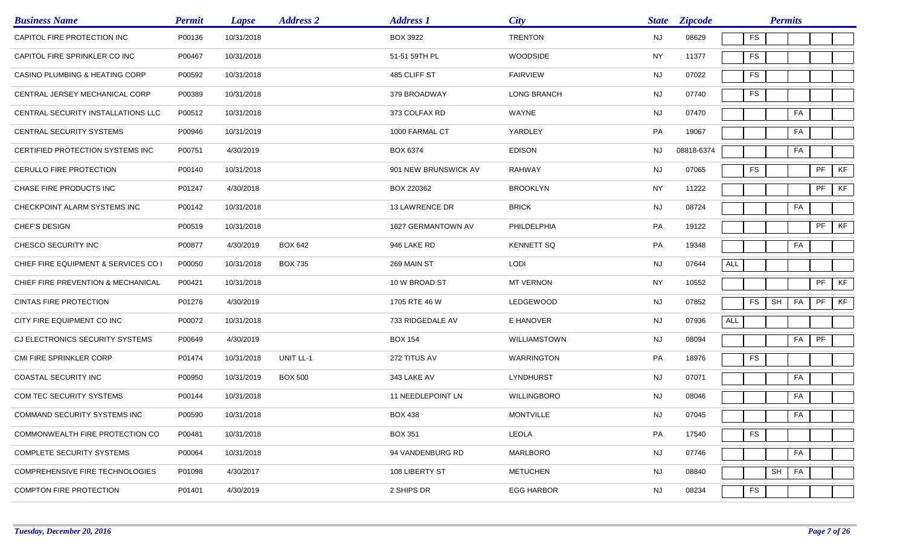| Business Name | Permit | Lapse | Address 2 | Address 1 | City | State | Zipcode | Permits | | | | | |
|---|---|---|---|---|---|---|---|---|---|---|---|---|---|
| CAPITOL FIRE PROTECTION INC | P00136 | 10/31/2018 | | BOX 3922 | TRENTON | NJ | 08629 | | FS | | | | |
| CAPITOL FIRE SPRINKLER CO INC | P00467 | 10/31/2018 | | 51-51 59TH PL | WOODSIDE | NY | 11377 | | FS | | | | |
| CASINO PLUMBING & HEATING CORP | P00592 | 10/31/2018 | | 485 CLIFF ST | FAIRVIEW | NJ | 07022 | | FS | | | | |
| CENTRAL JERSEY MECHANICAL CORP | P00389 | 10/31/2018 | | 379 BROADWAY | LONG BRANCH | NJ | 07740 | | FS | | | | |
| CENTRAL SECURITY INSTALLATIONS LLC | P00512 | 10/31/2018 | | 373 COLFAX RD | WAYNE | NJ | 07470 | | | | FA | | |
| CENTRAL SECURITY SYSTEMS | P00946 | 10/31/2019 | | 1000 FARMAL CT | YARDLEY | PA | 19067 | | | | FA | | |
| CERTIFIED PROTECTION SYSTEMS INC | P00751 | 4/30/2019 | | BOX 6374 | EDISON | NJ | 08818-6374 | | | | FA | | |
| CERULLO FIRE PROTECTION | P00140 | 10/31/2018 | | 901 NEW BRUNSWICK AV | RAHWAY | NJ | 07065 | | FS | | | PF | KF |
| CHASE FIRE PRODUCTS INC | P01247 | 4/30/2018 | | BOX 220362 | BROOKLYN | NY | 11222 | | | | | PF | KF |
| CHECKPOINT ALARM SYSTEMS INC | P00142 | 10/31/2018 | | 13 LAWRENCE DR | BRICK | NJ | 08724 | | | | FA | | |
| CHEF'S DESIGN | P00519 | 10/31/2018 | | 1627 GERMANTOWN AV | PHILDELPHIA | PA | 19122 | | | | | PF | KF |
| CHESCO SECURITY INC | P00877 | 4/30/2019 | BOX 642 | 946 LAKE RD | KENNETT SQ | PA | 19348 | | | | FA | | |
| CHIEF FIRE EQUIPMENT & SERVICES CO I | P00050 | 10/31/2018 | BOX 735 | 269 MAIN ST | LODI | NJ | 07644 | ALL | | | | | |
| CHIEF FIRE PREVENTION & MECHANICAL | P00421 | 10/31/2018 | | 10 W BROAD ST | MT VERNON | NY | 10552 | | | | | PF | KF |
| CINTAS FIRE PROTECTION | P01276 | 4/30/2019 | | 1705 RTE 46 W | LEDGEWOOD | NJ | 07852 | | FS | SH | FA | PF | KF |
| CITY FIRE EQUIPMENT CO INC | P00072 | 10/31/2018 | | 733 RIDGEDALE AV | E HANOVER | NJ | 07936 | ALL | | | | | |
| CJ ELECTRONICS SECURITY SYSTEMS | P00649 | 4/30/2019 | | BOX 154 | WILLIAMSTOWN | NJ | 08094 | | | | FA | PF | |
| CMI FIRE SPRINKLER CORP | P01474 | 10/31/2018 | UNIT LL-1 | 272 TITUS AV | WARRINGTON | PA | 18976 | | FS | | | | |
| COASTAL SECURITY INC | P00950 | 10/31/2019 | BOX 500 | 343 LAKE AV | LYNDHURST | NJ | 07071 | | | | FA | | |
| COM TEC SECURITY SYSTEMS | P00144 | 10/31/2018 | | 11 NEEDLEPOINT LN | WILLINGBORO | NJ | 08046 | | | | FA | | |
| COMMAND SECURITY SYSTEMS INC | P00590 | 10/31/2018 | | BOX 438 | MONTVILLE | NJ | 07045 | | | | FA | | |
| COMMONWEALTH FIRE PROTECTION CO | P00481 | 10/31/2018 | | BOX 351 | LEOLA | PA | 17540 | | FS | | | | |
| COMPLETE SECURITY SYSTEMS | P00064 | 10/31/2018 | | 94 VANDENBURG RD | MARLBORO | NJ | 07746 | | | | FA | | |
| COMPREHENSIVE FIRE TECHNOLOGIES | P01098 | 4/30/2017 | | 108 LIBERTY ST | METUCHEN | NJ | 08840 | | | SH | FA | | |
| COMPTON FIRE PROTECTION | P01401 | 4/30/2019 | | 2 SHIPS DR | EGG HARBOR | NJ | 08234 | | FS | | | | |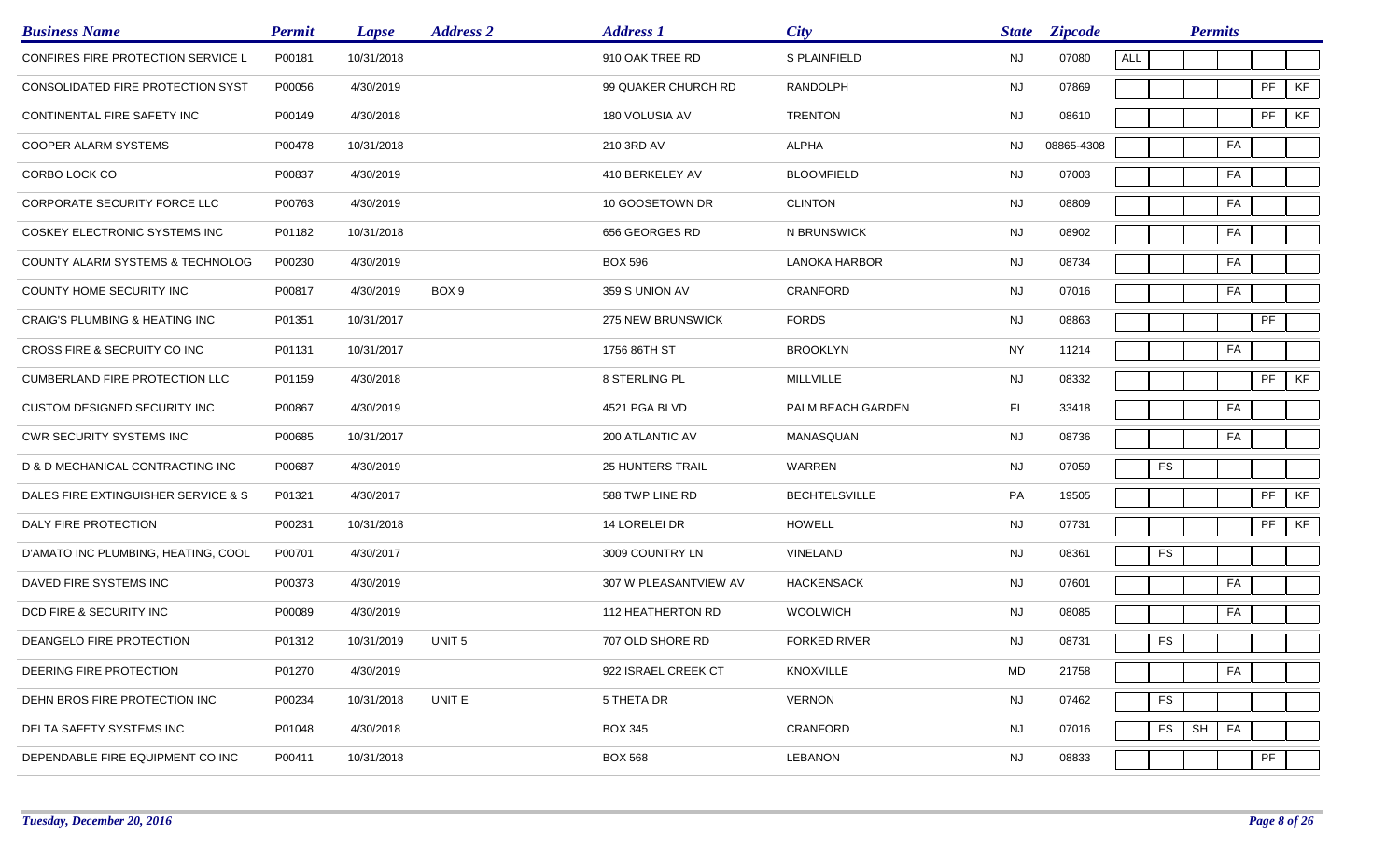| Business Name | Permit | Lapse | Address 2 | Address 1 | City | State | Zipcode | Permits | | | | | |
|---|---|---|---|---|---|---|---|---|---|---|---|---|---|
| CONFIRES FIRE PROTECTION SERVICE L | P00181 | 10/31/2018 | | 910 OAK TREE RD | S PLAINFIELD | NJ | 07080 | ALL | | | | | |
| CONSOLIDATED FIRE PROTECTION SYST | P00056 | 4/30/2019 | | 99 QUAKER CHURCH RD | RANDOLPH | NJ | 07869 | | | | | PF | KF |
| CONTINENTAL FIRE SAFETY INC | P00149 | 4/30/2018 | | 180 VOLUSIA AV | TRENTON | NJ | 08610 | | | | | PF | KF |
| COOPER ALARM SYSTEMS | P00478 | 10/31/2018 | | 210 3RD AV | ALPHA | NJ | 08865-4308 | | | | FA | | |
| CORBO LOCK CO | P00837 | 4/30/2019 | | 410 BERKELEY AV | BLOOMFIELD | NJ | 07003 | | | | FA | | |
| CORPORATE SECURITY FORCE LLC | P00763 | 4/30/2019 | | 10 GOOSETOWN DR | CLINTON | NJ | 08809 | | | | FA | | |
| COSKEY ELECTRONIC SYSTEMS INC | P01182 | 10/31/2018 | | 656 GEORGES RD | N BRUNSWICK | NJ | 08902 | | | | FA | | |
| COUNTY ALARM SYSTEMS & TECHNOLOG | P00230 | 4/30/2019 | | BOX 596 | LANOKA HARBOR | NJ | 08734 | | | | FA | | |
| COUNTY HOME SECURITY INC | P00817 | 4/30/2019 | BOX 9 | 359 S UNION AV | CRANFORD | NJ | 07016 | | | | FA | | |
| CRAIG'S PLUMBING & HEATING INC | P01351 | 10/31/2017 | | 275 NEW BRUNSWICK | FORDS | NJ | 08863 | | | | | PF | |
| CROSS FIRE & SECRUITY CO INC | P01131 | 10/31/2017 | | 1756 86TH ST | BROOKLYN | NY | 11214 | | | | FA | | |
| CUMBERLAND FIRE PROTECTION LLC | P01159 | 4/30/2018 | | 8 STERLING PL | MILLVILLE | NJ | 08332 | | | | | PF | KF |
| CUSTOM DESIGNED SECURITY INC | P00867 | 4/30/2019 | | 4521 PGA BLVD | PALM BEACH GARDEN | FL | 33418 | | | | FA | | |
| CWR SECURITY SYSTEMS INC | P00685 | 10/31/2017 | | 200 ATLANTIC AV | MANASQUAN | NJ | 08736 | | | | FA | | |
| D & D MECHANICAL CONTRACTING INC | P00687 | 4/30/2019 | | 25 HUNTERS TRAIL | WARREN | NJ | 07059 | | FS | | | | |
| DALES FIRE EXTINGUISHER SERVICE & S | P01321 | 4/30/2017 | | 588 TWP LINE RD | BECHTELSVILLE | PA | 19505 | | | | | PF | KF |
| DALY FIRE PROTECTION | P00231 | 10/31/2018 | | 14 LORELEI DR | HOWELL | NJ | 07731 | | | | | PF | KF |
| D'AMATO INC PLUMBING, HEATING, COOL | P00701 | 4/30/2017 | | 3009 COUNTRY LN | VINELAND | NJ | 08361 | | FS | | | | |
| DAVED FIRE SYSTEMS INC | P00373 | 4/30/2019 | | 307 W PLEASANTVIEW AV | HACKENSACK | NJ | 07601 | | | | FA | | |
| DCD FIRE & SECURITY INC | P00089 | 4/30/2019 | | 112 HEATHERTON RD | WOOLWICH | NJ | 08085 | | | | FA | | |
| DEANGELO FIRE PROTECTION | P01312 | 10/31/2019 | UNIT 5 | 707 OLD SHORE RD | FORKED RIVER | NJ | 08731 | | FS | | | | |
| DEERING FIRE PROTECTION | P01270 | 4/30/2019 | | 922 ISRAEL CREEK CT | KNOXVILLE | MD | 21758 | | | | FA | | |
| DEHN BROS FIRE PROTECTION INC | P00234 | 10/31/2018 | UNIT E | 5 THETA DR | VERNON | NJ | 07462 | | FS | | | | |
| DELTA SAFETY SYSTEMS INC | P01048 | 4/30/2018 | | BOX 345 | CRANFORD | NJ | 07016 | | FS | SH | FA | | |
| DEPENDABLE FIRE EQUIPMENT CO INC | P00411 | 10/31/2018 | | BOX 568 | LEBANON | NJ | 08833 | | | | | PF | |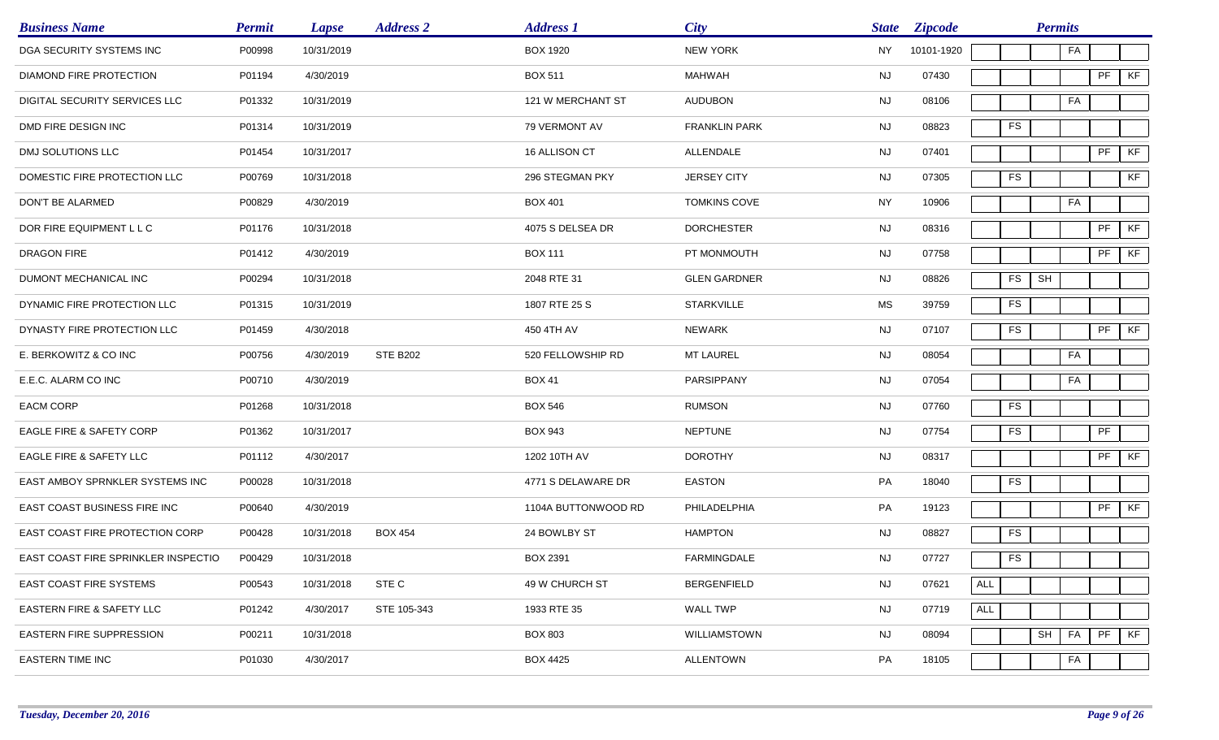| Business Name | Permit | Lapse | Address 2 | Address 1 | City | State | Zipcode | Permits | | | | | |
|---|---|---|---|---|---|---|---|---|---|---|---|---|---|
| DGA SECURITY SYSTEMS INC | P00998 | 10/31/2019 | | BOX 1920 | NEW YORK | NY | 10101-1920 | | | | FA | | |
| DIAMOND FIRE PROTECTION | P01194 | 4/30/2019 | | BOX 511 | MAHWAH | NJ | 07430 | | | | | PF | KF |
| DIGITAL SECURITY SERVICES LLC | P01332 | 10/31/2019 | | 121 W MERCHANT ST | AUDUBON | NJ | 08106 | | | | FA | | |
| DMD FIRE DESIGN INC | P01314 | 10/31/2019 | | 79 VERMONT AV | FRANKLIN PARK | NJ | 08823 | | FS | | | | |
| DMJ SOLUTIONS LLC | P01454 | 10/31/2017 | | 16 ALLISON CT | ALLENDALE | NJ | 07401 | | | | | PF | KF |
| DOMESTIC FIRE PROTECTION LLC | P00769 | 10/31/2018 | | 296 STEGMAN PKY | JERSEY CITY | NJ | 07305 | | FS | | | | KF |
| DON'T BE ALARMED | P00829 | 4/30/2019 | | BOX 401 | TOMKINS COVE | NY | 10906 | | | | FA | | |
| DOR FIRE EQUIPMENT L L C | P01176 | 10/31/2018 | | 4075 S DELSEA DR | DORCHESTER | NJ | 08316 | | | | | PF | KF |
| DRAGON FIRE | P01412 | 4/30/2019 | | BOX 111 | PT MONMOUTH | NJ | 07758 | | | | | PF | KF |
| DUMONT MECHANICAL INC | P00294 | 10/31/2018 | | 2048 RTE 31 | GLEN GARDNER | NJ | 08826 | | FS | SH | | | |
| DYNAMIC FIRE PROTECTION LLC | P01315 | 10/31/2019 | | 1807 RTE 25 S | STARKVILLE | MS | 39759 | | FS | | | | |
| DYNASTY FIRE PROTECTION LLC | P01459 | 4/30/2018 | | 450 4TH AV | NEWARK | NJ | 07107 | | FS | | | PF | KF |
| E. BERKOWITZ & CO INC | P00756 | 4/30/2019 | STE B202 | 520 FELLOWSHIP RD | MT LAUREL | NJ | 08054 | | | | FA | | |
| E.E.C. ALARM CO INC | P00710 | 4/30/2019 | | BOX 41 | PARSIPPANY | NJ | 07054 | | | | FA | | |
| EACM CORP | P01268 | 10/31/2018 | | BOX 546 | RUMSON | NJ | 07760 | | FS | | | | |
| EAGLE FIRE & SAFETY CORP | P01362 | 10/31/2017 | | BOX 943 | NEPTUNE | NJ | 07754 | | FS | | | PF | |
| EAGLE FIRE & SAFETY LLC | P01112 | 4/30/2017 | | 1202 10TH AV | DOROTHY | NJ | 08317 | | | | | PF | KF |
| EAST AMBOY SPRNKLER SYSTEMS INC | P00028 | 10/31/2018 | | 4771 S DELAWARE DR | EASTON | PA | 18040 | | FS | | | | |
| EAST COAST BUSINESS FIRE INC | P00640 | 4/30/2019 | | 1104A BUTTONWOOD RD | PHILADELPHIA | PA | 19123 | | | | | PF | KF |
| EAST COAST FIRE PROTECTION CORP | P00428 | 10/31/2018 | BOX 454 | 24 BOWLBY ST | HAMPTON | NJ | 08827 | | FS | | | | |
| EAST COAST FIRE SPRINKLER INSPECTIO | P00429 | 10/31/2018 | | BOX 2391 | FARMINGDALE | NJ | 07727 | | FS | | | | |
| EAST COAST FIRE SYSTEMS | P00543 | 10/31/2018 | STE C | 49 W CHURCH ST | BERGENFIELD | NJ | 07621 | ALL | | | | | |
| EASTERN FIRE & SAFETY LLC | P01242 | 4/30/2017 | STE 105-343 | 1933 RTE 35 | WALL TWP | NJ | 07719 | ALL | | | | | |
| EASTERN FIRE SUPPRESSION | P00211 | 10/31/2018 | | BOX 803 | WILLIAMSTOWN | NJ | 08094 | | | SH | FA | PF | KF |
| EASTERN TIME INC | P01030 | 4/30/2017 | | BOX 4425 | ALLENTOWN | PA | 18105 | | | | FA | | |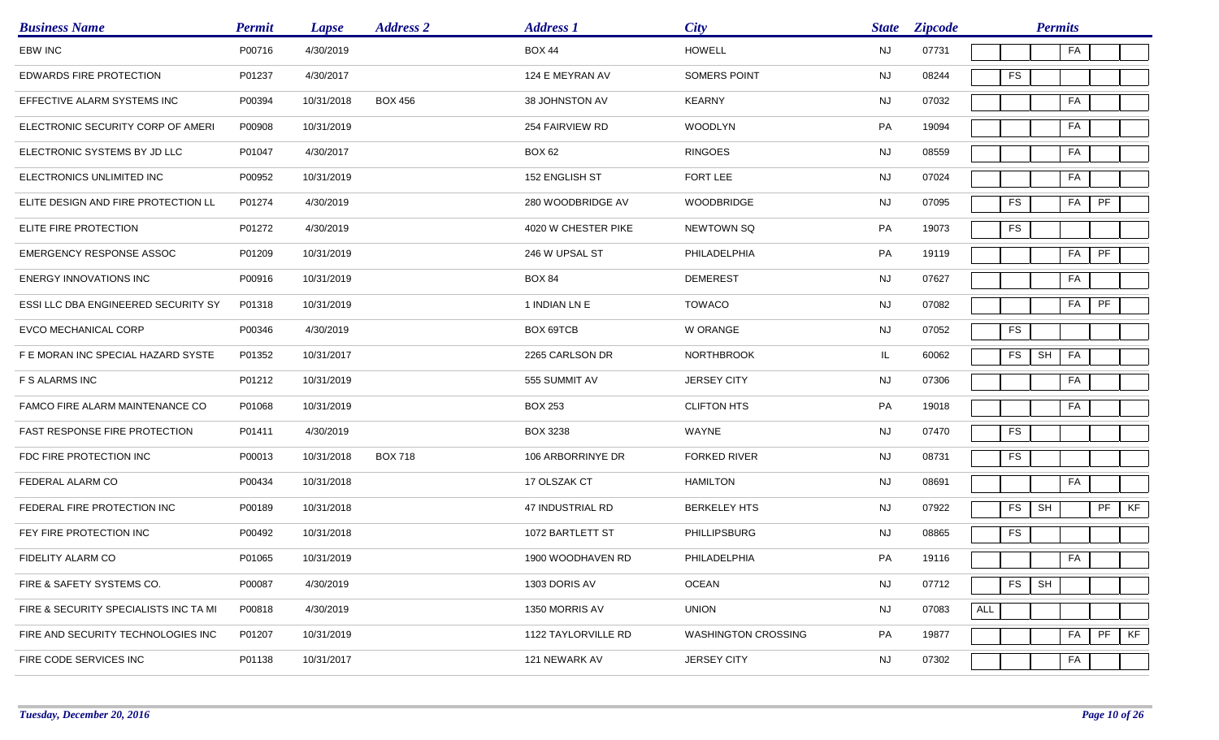| Business Name | Permit | Lapse | Address 2 | Address 1 | City | State | Zipcode | Permits | | | | | |
|---|---|---|---|---|---|---|---|---|---|---|---|---|---|
| EBW INC | P00716 | 4/30/2019 | | BOX 44 | HOWELL | NJ | 07731 | | | | FA | | |
| EDWARDS FIRE PROTECTION | P01237 | 4/30/2017 | | 124 E MEYRAN AV | SOMERS POINT | NJ | 08244 | | FS | | | | |
| EFFECTIVE ALARM SYSTEMS INC | P00394 | 10/31/2018 | BOX 456 | 38 JOHNSTON AV | KEARNY | NJ | 07032 | | | | FA | | |
| ELECTRONIC SECURITY CORP OF AMERI | P00908 | 10/31/2019 | | 254 FAIRVIEW RD | WOODLYN | PA | 19094 | | | | FA | | |
| ELECTRONIC SYSTEMS BY JD LLC | P01047 | 4/30/2017 | | BOX 62 | RINGOES | NJ | 08559 | | | | FA | | |
| ELECTRONICS UNLIMITED INC | P00952 | 10/31/2019 | | 152 ENGLISH ST | FORT LEE | NJ | 07024 | | | | FA | | |
| ELITE DESIGN AND FIRE PROTECTION LL | P01274 | 4/30/2019 | | 280 WOODBRIDGE AV | WOODBRIDGE | NJ | 07095 | | FS | | FA | PF | |
| ELITE FIRE PROTECTION | P01272 | 4/30/2019 | | 4020 W CHESTER PIKE | NEWTOWN SQ | PA | 19073 | | FS | | | | |
| EMERGENCY RESPONSE ASSOC | P01209 | 10/31/2019 | | 246 W UPSAL ST | PHILADELPHIA | PA | 19119 | | | | FA | PF | |
| ENERGY INNOVATIONS INC | P00916 | 10/31/2019 | | BOX 84 | DEMEREST | NJ | 07627 | | | | FA | | |
| ESSI LLC DBA ENGINEERED SECURITY SY | P01318 | 10/31/2019 | | 1 INDIAN LN E | TOWACO | NJ | 07082 | | | | FA | PF | |
| EVCO MECHANICAL CORP | P00346 | 4/30/2019 | | BOX 69TCB | W ORANGE | NJ | 07052 | | FS | | | | |
| F E MORAN INC SPECIAL HAZARD SYSTE | P01352 | 10/31/2017 | | 2265 CARLSON DR | NORTHBROOK | IL | 60062 | | FS | SH | FA | | |
| F S ALARMS INC | P01212 | 10/31/2019 | | 555 SUMMIT AV | JERSEY CITY | NJ | 07306 | | | | FA | | |
| FAMCO FIRE ALARM MAINTENANCE CO | P01068 | 10/31/2019 | | BOX 253 | CLIFTON HTS | PA | 19018 | | | | FA | | |
| FAST RESPONSE FIRE PROTECTION | P01411 | 4/30/2019 | | BOX 3238 | WAYNE | NJ | 07470 | | FS | | | | |
| FDC FIRE PROTECTION INC | P00013 | 10/31/2018 | BOX 718 | 106 ARBORRINYE DR | FORKED RIVER | NJ | 08731 | | FS | | | | |
| FEDERAL ALARM CO | P00434 | 10/31/2018 | | 17 OLSZAK CT | HAMILTON | NJ | 08691 | | | | FA | | |
| FEDERAL FIRE PROTECTION INC | P00189 | 10/31/2018 | | 47 INDUSTRIAL RD | BERKELEY HTS | NJ | 07922 | | FS | SH | | PF | KF |
| FEY FIRE PROTECTION INC | P00492 | 10/31/2018 | | 1072 BARTLETT ST | PHILLIPSBURG | NJ | 08865 | | FS | | | | |
| FIDELITY ALARM CO | P01065 | 10/31/2019 | | 1900 WOODHAVEN RD | PHILADELPHIA | PA | 19116 | | | | FA | | |
| FIRE & SAFETY SYSTEMS CO. | P00087 | 4/30/2019 | | 1303 DORIS AV | OCEAN | NJ | 07712 | | FS | SH | | | |
| FIRE & SECURITY SPECIALISTS INC TA MI | P00818 | 4/30/2019 | | 1350 MORRIS AV | UNION | NJ | 07083 | ALL | | | | | |
| FIRE AND SECURITY TECHNOLOGIES INC | P01207 | 10/31/2019 | | 1122 TAYLORVILLE RD | WASHINGTON CROSSING | PA | 19877 | | | | FA | PF | KF |
| FIRE CODE SERVICES INC | P01138 | 10/31/2017 | | 121 NEWARK AV | JERSEY CITY | NJ | 07302 | | | | FA | | |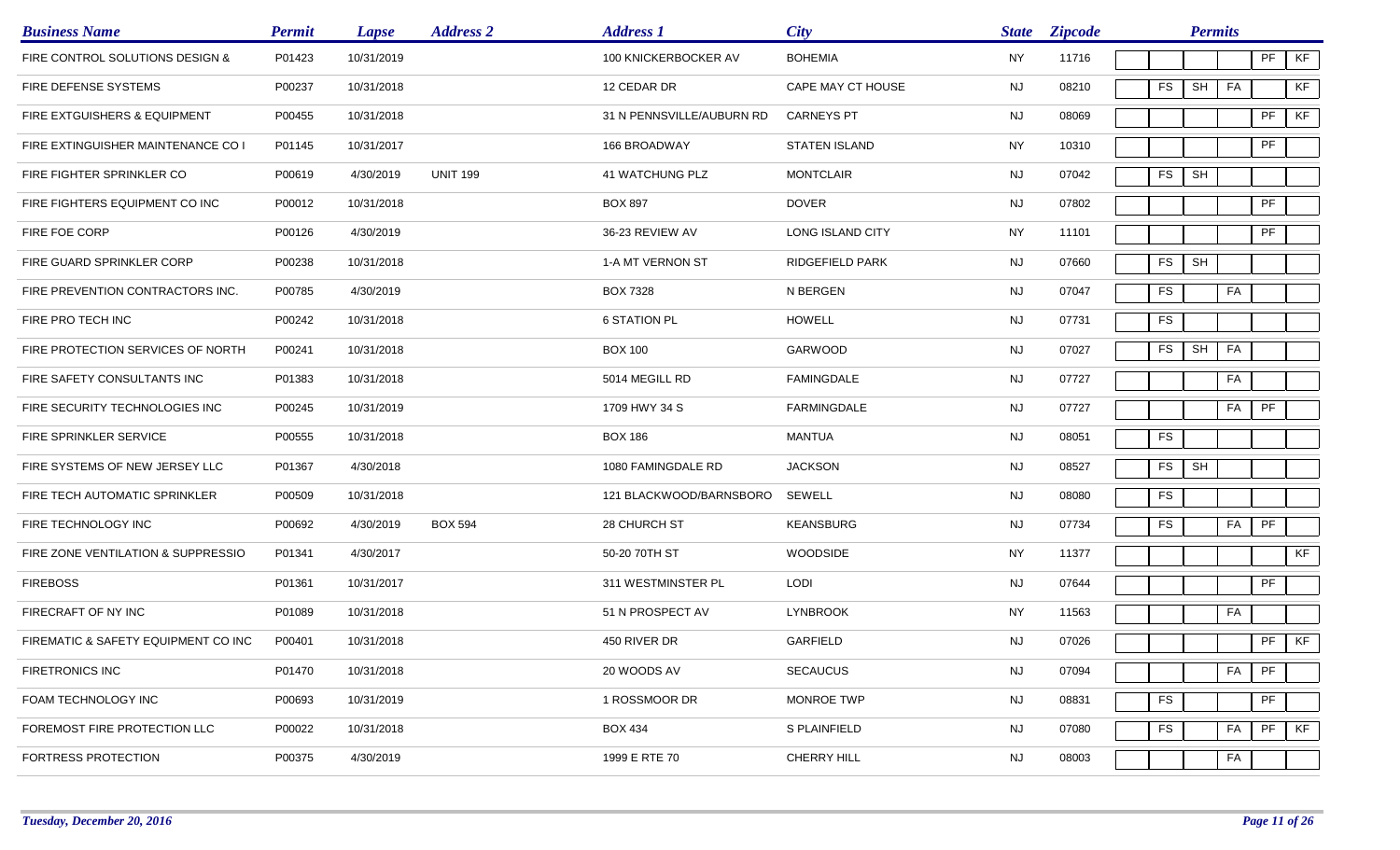| Business Name | Permit | Lapse | Address 2 | Address 1 | City | State | Zipcode | Permits | | | | |
|---|---|---|---|---|---|---|---|---|---|---|---|---|
| FIRE CONTROL SOLUTIONS DESIGN & | P01423 | 10/31/2019 | | 100 KNICKERBOCKER AV | BOHEMIA | NY | 11716 | | | | PF | KF |
| FIRE DEFENSE SYSTEMS | P00237 | 10/31/2018 | | 12 CEDAR DR | CAPE MAY CT HOUSE | NJ | 08210 | FS | SH | FA | | KF |
| FIRE EXTGUISHERS & EQUIPMENT | P00455 | 10/31/2018 | | 31 N PENNSVILLE/AUBURN RD | CARNEYS PT | NJ | 08069 | | | | PF | KF |
| FIRE EXTINGUISHER MAINTENANCE CO I | P01145 | 10/31/2017 | | 166 BROADWAY | STATEN ISLAND | NY | 10310 | | | | PF | |
| FIRE FIGHTER SPRINKLER CO | P00619 | 4/30/2019 | UNIT 199 | 41 WATCHUNG PLZ | MONTCLAIR | NJ | 07042 | FS | SH | | | |
| FIRE FIGHTERS EQUIPMENT CO INC | P00012 | 10/31/2018 | | BOX 897 | DOVER | NJ | 07802 | | | | PF | |
| FIRE FOE CORP | P00126 | 4/30/2019 | | 36-23 REVIEW AV | LONG ISLAND CITY | NY | 11101 | | | | PF | |
| FIRE GUARD SPRINKLER CORP | P00238 | 10/31/2018 | | 1-A MT VERNON ST | RIDGEFIELD PARK | NJ | 07660 | FS | SH | | | |
| FIRE PREVENTION CONTRACTORS INC. | P00785 | 4/30/2019 | | BOX 7328 | N BERGEN | NJ | 07047 | FS | | FA | | |
| FIRE PRO TECH INC | P00242 | 10/31/2018 | | 6 STATION PL | HOWELL | NJ | 07731 | FS | | | | |
| FIRE PROTECTION SERVICES OF NORTH | P00241 | 10/31/2018 | | BOX 100 | GARWOOD | NJ | 07027 | FS | SH | FA | | |
| FIRE SAFETY CONSULTANTS INC | P01383 | 10/31/2018 | | 5014 MEGILL RD | FAMINGDALE | NJ | 07727 | | | FA | | |
| FIRE SECURITY TECHNOLOGIES INC | P00245 | 10/31/2019 | | 1709 HWY 34 S | FARMINGDALE | NJ | 07727 | | | FA | PF | |
| FIRE SPRINKLER SERVICE | P00555 | 10/31/2018 | | BOX 186 | MANTUA | NJ | 08051 | FS | | | | |
| FIRE SYSTEMS OF NEW JERSEY LLC | P01367 | 4/30/2018 | | 1080 FAMINGDALE RD | JACKSON | NJ | 08527 | FS | SH | | | |
| FIRE TECH AUTOMATIC SPRINKLER | P00509 | 10/31/2018 | | 121 BLACKWOOD/BARNSBORO | SEWELL | NJ | 08080 | FS | | | | |
| FIRE TECHNOLOGY INC | P00692 | 4/30/2019 | BOX 594 | 28 CHURCH ST | KEANSBURG | NJ | 07734 | FS | | FA | PF | |
| FIRE ZONE VENTILATION & SUPPRESSIO | P01341 | 4/30/2017 | | 50-20 70TH ST | WOODSIDE | NY | 11377 | | | | | KF |
| FIREBOSS | P01361 | 10/31/2017 | | 311 WESTMINSTER PL | LODI | NJ | 07644 | | | | PF | |
| FIRECRAFT OF NY INC | P01089 | 10/31/2018 | | 51 N PROSPECT AV | LYNBROOK | NY | 11563 | | | FA | | |
| FIREMATIC & SAFETY EQUIPMENT CO INC | P00401 | 10/31/2018 | | 450 RIVER DR | GARFIELD | NJ | 07026 | | | | PF | KF |
| FIRETRONICS INC | P01470 | 10/31/2018 | | 20 WOODS AV | SECAUCUS | NJ | 07094 | | | FA | PF | |
| FOAM TECHNOLOGY INC | P00693 | 10/31/2019 | | 1 ROSSMOOR DR | MONROE TWP | NJ | 08831 | FS | | | PF | |
| FOREMOST FIRE PROTECTION LLC | P00022 | 10/31/2018 | | BOX 434 | S PLAINFIELD | NJ | 07080 | FS | | FA | PF | KF |
| FORTRESS PROTECTION | P00375 | 4/30/2019 | | 1999 E RTE 70 | CHERRY HILL | NJ | 08003 | | | FA | | |

*Tuesday, December 20, 2016*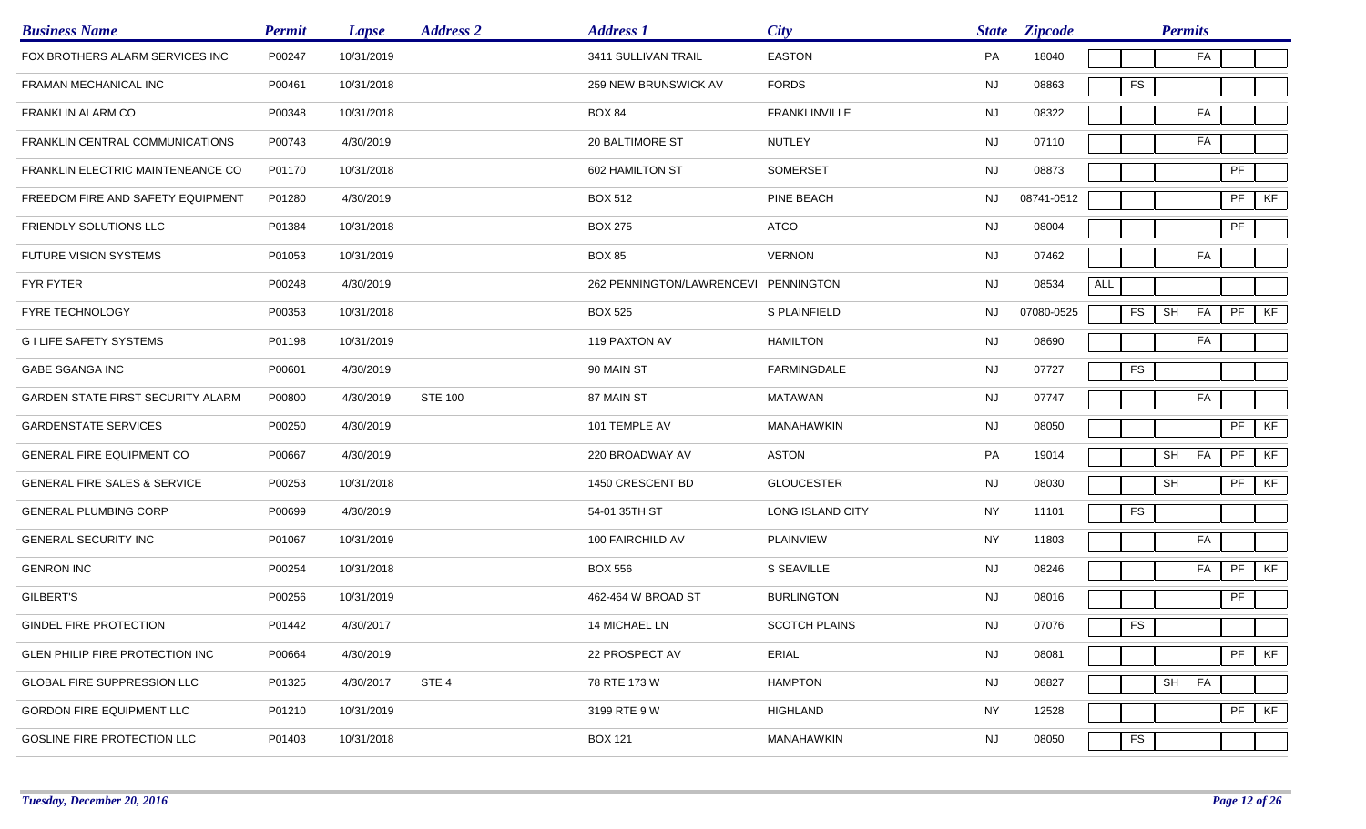| Business Name | Permit | Lapse | Address 2 | Address 1 | City | State | Zipcode | Permits | | | | | |
|---|---|---|---|---|---|---|---|---|---|---|---|---|---|
| FOX BROTHERS ALARM SERVICES INC | P00247 | 10/31/2019 | | 3411 SULLIVAN TRAIL | EASTON | PA | 18040 | | | | FA | | |
| FRAMAN MECHANICAL INC | P00461 | 10/31/2018 | | 259 NEW BRUNSWICK AV | FORDS | NJ | 08863 | | FS | | | | |
| FRANKLIN ALARM CO | P00348 | 10/31/2018 | | BOX 84 | FRANKLINVILLE | NJ | 08322 | | | | FA | | |
| FRANKLIN CENTRAL COMMUNICATIONS | P00743 | 4/30/2019 | | 20 BALTIMORE ST | NUTLEY | NJ | 07110 | | | | FA | | |
| FRANKLIN ELECTRIC MAINTENEANCE CO | P01170 | 10/31/2018 | | 602 HAMILTON ST | SOMERSET | NJ | 08873 | | | | | PF | |
| FREEDOM FIRE AND SAFETY EQUIPMENT | P01280 | 4/30/2019 | | BOX 512 | PINE BEACH | NJ | 08741-0512 | | | | | PF | KF |
| FRIENDLY SOLUTIONS LLC | P01384 | 10/31/2018 | | BOX 275 | ATCO | NJ | 08004 | | | | | PF | |
| FUTURE VISION SYSTEMS | P01053 | 10/31/2019 | | BOX 85 | VERNON | NJ | 07462 | | | | FA | | |
| FYR FYTER | P00248 | 4/30/2019 | | 262 PENNINGTON/LAWRENCEVI | PENNINGTON | NJ | 08534 | ALL | | | | | |
| FYRE TECHNOLOGY | P00353 | 10/31/2018 | | BOX 525 | S PLAINFIELD | NJ | 07080-0525 | | FS | SH | FA | PF | KF |
| G I LIFE SAFETY SYSTEMS | P01198 | 10/31/2019 | | 119 PAXTON AV | HAMILTON | NJ | 08690 | | | | FA | | |
| GABE SGANGA INC | P00601 | 4/30/2019 | | 90 MAIN ST | FARMINGDALE | NJ | 07727 | | FS | | | | |
| GARDEN STATE FIRST SECURITY ALARM | P00800 | 4/30/2019 | STE 100 | 87 MAIN ST | MATAWAN | NJ | 07747 | | | | FA | | |
| GARDENSTATE SERVICES | P00250 | 4/30/2019 | | 101 TEMPLE AV | MANAHAWKIN | NJ | 08050 | | | | | PF | KF |
| GENERAL FIRE EQUIPMENT CO | P00667 | 4/30/2019 | | 220 BROADWAY AV | ASTON | PA | 19014 | | | SH | FA | PF | KF |
| GENERAL FIRE SALES & SERVICE | P00253 | 10/31/2018 | | 1450 CRESCENT BD | GLOUCESTER | NJ | 08030 | | | SH | | PF | KF |
| GENERAL PLUMBING CORP | P00699 | 4/30/2019 | | 54-01 35TH ST | LONG ISLAND CITY | NY | 11101 | | FS | | | | |
| GENERAL SECURITY INC | P01067 | 10/31/2019 | | 100 FAIRCHILD AV | PLAINVIEW | NY | 11803 | | | | FA | | |
| GENRON INC | P00254 | 10/31/2018 | | BOX 556 | S SEAVILLE | NJ | 08246 | | | | FA | PF | KF |
| GILBERT'S | P00256 | 10/31/2019 | | 462-464 W BROAD ST | BURLINGTON | NJ | 08016 | | | | | PF | |
| GINDEL FIRE PROTECTION | P01442 | 4/30/2017 | | 14 MICHAEL LN | SCOTCH PLAINS | NJ | 07076 | | FS | | | | |
| GLEN PHILIP FIRE PROTECTION INC | P00664 | 4/30/2019 | | 22 PROSPECT AV | ERIAL | NJ | 08081 | | | | | PF | KF |
| GLOBAL FIRE SUPPRESSION LLC | P01325 | 4/30/2017 | STE 4 | 78 RTE 173 W | HAMPTON | NJ | 08827 | | | SH | FA | | |
| GORDON FIRE EQUIPMENT LLC | P01210 | 10/31/2019 | | 3199 RTE 9 W | HIGHLAND | NY | 12528 | | | | | PF | KF |
| GOSLINE FIRE PROTECTION LLC | P01403 | 10/31/2018 | | BOX 121 | MANAHAWKIN | NJ | 08050 | | FS | | | | |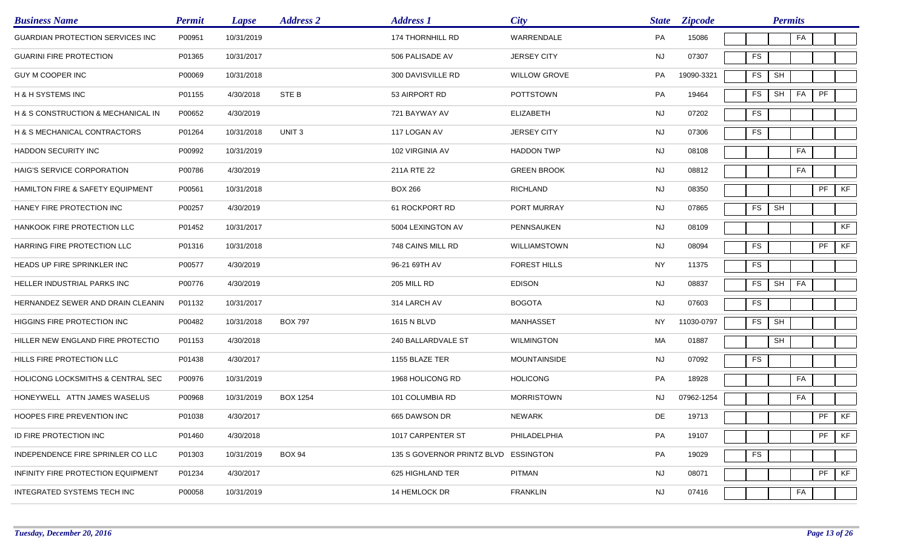| Business Name | Permit | Lapse | Address 2 | Address 1 | City | State | Zipcode | Permits | | | | |
|---|---|---|---|---|---|---|---|---|---|---|---|---|
| GUARDIAN PROTECTION SERVICES INC | P00951 | 10/31/2019 | | 174 THORNHILL RD | WARRENDALE | PA | 15086 | | | FA | | |
| GUARINI FIRE PROTECTION | P01365 | 10/31/2017 | | 506 PALISADE AV | JERSEY CITY | NJ | 07307 | FS | | | | |
| GUY M COOPER INC | P00069 | 10/31/2018 | | 300 DAVISVILLE RD | WILLOW GROVE | PA | 19090-3321 | FS | SH | | | |
| H & H SYSTEMS INC | P01155 | 4/30/2018 | STE B | 53 AIRPORT RD | POTTSTOWN | PA | 19464 | FS | SH | FA | PF | |
| H & S CONSTRUCTION & MECHANICAL IN | P00652 | 4/30/2019 | | 721 BAYWAY AV | ELIZABETH | NJ | 07202 | FS | | | | |
| H & S MECHANICAL CONTRACTORS | P01264 | 10/31/2018 | UNIT 3 | 117 LOGAN AV | JERSEY CITY | NJ | 07306 | FS | | | | |
| HADDON SECURITY INC | P00992 | 10/31/2019 | | 102 VIRGINIA AV | HADDON TWP | NJ | 08108 | | | FA | | |
| HAIG'S SERVICE CORPORATION | P00786 | 4/30/2019 | | 211A RTE 22 | GREEN BROOK | NJ | 08812 | | | FA | | |
| HAMILTON FIRE & SAFETY EQUIPMENT | P00561 | 10/31/2018 | | BOX 266 | RICHLAND | NJ | 08350 | | | | PF | KF |
| HANEY FIRE PROTECTION INC | P00257 | 4/30/2019 | | 61 ROCKPORT RD | PORT MURRAY | NJ | 07865 | FS | SH | | | |
| HANKOOK FIRE PROTECTION LLC | P01452 | 10/31/2017 | | 5004 LEXINGTON AV | PENNSAUKEN | NJ | 08109 | | | | | KF |
| HARRING FIRE PROTECTION LLC | P01316 | 10/31/2018 | | 748 CAINS MILL RD | WILLIAMSTOWN | NJ | 08094 | FS | | | PF | KF |
| HEADS UP FIRE SPRINKLER INC | P00577 | 4/30/2019 | | 96-21 69TH AV | FOREST HILLS | NY | 11375 | FS | | | | |
| HELLER INDUSTRIAL PARKS INC | P00776 | 4/30/2019 | | 205 MILL RD | EDISON | NJ | 08837 | FS | SH | FA | | |
| HERNANDEZ SEWER AND DRAIN CLEANIN | P01132 | 10/31/2017 | | 314 LARCH AV | BOGOTA | NJ | 07603 | FS | | | | |
| HIGGINS FIRE PROTECTION INC | P00482 | 10/31/2018 | BOX 797 | 1615 N BLVD | MANHASSET | NY | 11030-0797 | FS | SH | | | |
| HILLER NEW ENGLAND FIRE PROTECTIO | P01153 | 4/30/2018 | | 240 BALLARDVALE ST | WILMINGTON | MA | 01887 | | SH | | | |
| HILLS FIRE PROTECTION LLC | P01438 | 4/30/2017 | | 1155 BLAZE TER | MOUNTAINSIDE | NJ | 07092 | FS | | | | |
| HOLICONG LOCKSMITHS & CENTRAL SEC | P00976 | 10/31/2019 | | 1968 HOLICONG RD | HOLICONG | PA | 18928 | | | FA | | |
| HONEYWELL ATTN JAMES WASELUS | P00968 | 10/31/2019 | BOX 1254 | 101 COLUMBIA RD | MORRISTOWN | NJ | 07962-1254 | | | FA | | |
| HOOPES FIRE PREVENTION INC | P01038 | 4/30/2017 | | 665 DAWSON DR | NEWARK | DE | 19713 | | | | PF | KF |
| ID FIRE PROTECTION INC | P01460 | 4/30/2018 | | 1017 CARPENTER ST | PHILADELPHIA | PA | 19107 | | | | PF | KF |
| INDEPENDENCE FIRE SPRINLER CO LLC | P01303 | 10/31/2019 | BOX 94 | 135 S GOVERNOR PRINTZ BLVD | ESSINGTON | PA | 19029 | FS | | | | |
| INFINITY FIRE PROTECTION EQUIPMENT | P01234 | 4/30/2017 | | 625 HIGHLAND TER | PITMAN | NJ | 08071 | | | | PF | KF |
| INTEGRATED SYSTEMS TECH INC | P00058 | 10/31/2019 | | 14 HEMLOCK DR | FRANKLIN | NJ | 07416 | | | FA | | |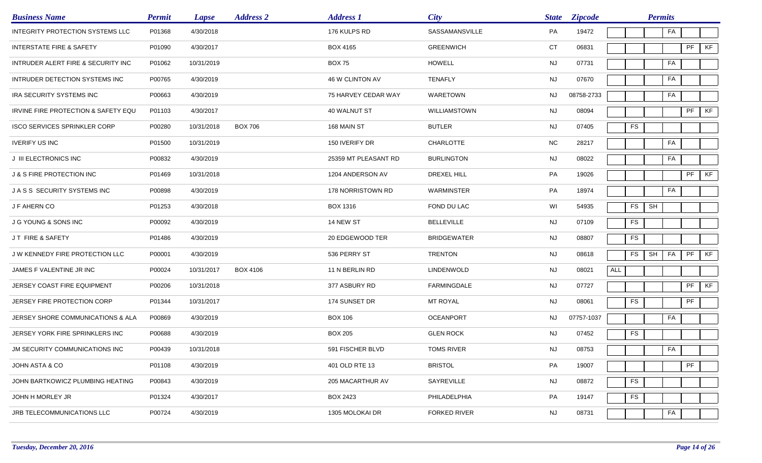| Business Name | Permit | Lapse | Address 2 | Address 1 | City | State | Zipcode | Permits | | | | | |
|---|---|---|---|---|---|---|---|---|---|---|---|---|---|
| INTEGRITY PROTECTION SYSTEMS LLC | P01368 | 4/30/2018 | | 176 KULPS RD | SASSAMANSVILLE | PA | 19472 | | | | FA | | |
| INTERSTATE FIRE & SAFETY | P01090 | 4/30/2017 | | BOX 4165 | GREENWICH | CT | 06831 | | | | | PF | KF |
| INTRUDER ALERT FIRE & SECURITY INC | P01062 | 10/31/2019 | | BOX 75 | HOWELL | NJ | 07731 | | | | FA | | |
| INTRUDER DETECTION SYSTEMS INC | P00765 | 4/30/2019 | | 46 W CLINTON AV | TENAFLY | NJ | 07670 | | | | FA | | |
| IRA SECURITY SYSTEMS INC | P00663 | 4/30/2019 | | 75 HARVEY CEDAR WAY | WARETOWN | NJ | 08758-2733 | | | | FA | | |
| IRVINE FIRE PROTECTION & SAFETY EQU | P01103 | 4/30/2017 | | 40 WALNUT ST | WILLIAMSTOWN | NJ | 08094 | | | | | PF | KF |
| ISCO SERVICES SPRINKLER CORP | P00280 | 10/31/2018 | BOX 706 | 168 MAIN ST | BUTLER | NJ | 07405 | | FS | | | | |
| IVERIFY US INC | P01500 | 10/31/2019 | | 150 IVERIFY DR | CHARLOTTE | NC | 28217 | | | | FA | | |
| J III ELECTRONICS INC | P00832 | 4/30/2019 | | 25359 MT PLEASANT RD | BURLINGTON | NJ | 08022 | | | | FA | | |
| J & S FIRE PROTECTION INC | P01469 | 10/31/2018 | | 1204 ANDERSON AV | DREXEL HILL | PA | 19026 | | | | | PF | KF |
| J A S S SECURITY SYSTEMS INC | P00898 | 4/30/2019 | | 178 NORRISTOWN RD | WARMINSTER | PA | 18974 | | | | FA | | |
| J F AHERN CO | P01253 | 4/30/2018 | | BOX 1316 | FOND DU LAC | WI | 54935 | | FS | SH | | | |
| J G YOUNG & SONS INC | P00092 | 4/30/2019 | | 14 NEW ST | BELLEVILLE | NJ | 07109 | | FS | | | | |
| J T FIRE & SAFETY | P01486 | 4/30/2019 | | 20 EDGEWOOD TER | BRIDGEWATER | NJ | 08807 | | FS | | | | |
| J W KENNEDY FIRE PROTECTION LLC | P00001 | 4/30/2019 | | 536 PERRY ST | TRENTON | NJ | 08618 | | FS | SH | FA | PF | KF |
| JAMES F VALENTINE JR INC | P00024 | 10/31/2017 | BOX 4106 | 11 N BERLIN RD | LINDENWOLD | NJ | 08021 | ALL | | | | | |
| JERSEY COAST FIRE EQUIPMENT | P00206 | 10/31/2018 | | 377 ASBURY RD | FARMINGDALE | NJ | 07727 | | | | | PF | KF |
| JERSEY FIRE PROTECTION CORP | P01344 | 10/31/2017 | | 174 SUNSET DR | MT ROYAL | NJ | 08061 | | FS | | | PF | |
| JERSEY SHORE COMMUNICATIONS & ALA | P00869 | 4/30/2019 | | BOX 106 | OCEANPORT | NJ | 07757-1037 | | | | FA | | |
| JERSEY YORK FIRE SPRINKLERS INC | P00688 | 4/30/2019 | | BOX 205 | GLEN ROCK | NJ | 07452 | | FS | | | | |
| JM SECURITY COMMUNICATIONS INC | P00439 | 10/31/2018 | | 591 FISCHER BLVD | TOMS RIVER | NJ | 08753 | | | | FA | | |
| JOHN ASTA & CO | P01108 | 4/30/2019 | | 401 OLD RTE 13 | BRISTOL | PA | 19007 | | | | | PF | |
| JOHN BARTKOWICZ PLUMBING HEATING | P00843 | 4/30/2019 | | 205 MACARTHUR AV | SAYREVILLE | NJ | 08872 | | FS | | | | |
| JOHN H MORLEY JR | P01324 | 4/30/2017 | | BOX 2423 | PHILADELPHIA | PA | 19147 | | FS | | | | |
| JRB TELECOMMUNICATIONS LLC | P00724 | 4/30/2019 | | 1305 MOLOKAI DR | FORKED RIVER | NJ | 08731 | | | | FA | | |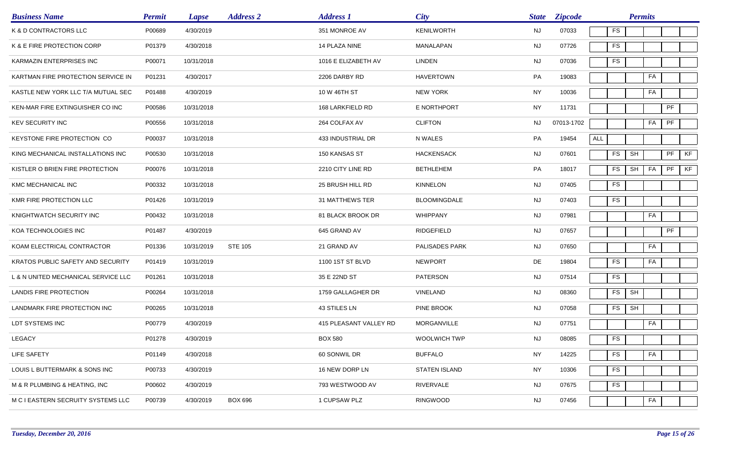| Business Name | Permit | Lapse | Address 2 | Address 1 | City | State | Zipcode | Permits | | | | | |
|---|---|---|---|---|---|---|---|---|---|---|---|---|---|
| K & D CONTRACTORS LLC | P00689 | 4/30/2019 | | 351 MONROE AV | KENILWORTH | NJ | 07033 | | FS | | | | |
| K & E FIRE PROTECTION CORP | P01379 | 4/30/2018 | | 14 PLAZA NINE | MANALAPAN | NJ | 07726 | | FS | | | | |
| KARMAZIN ENTERPRISES INC | P00071 | 10/31/2018 | | 1016 E ELIZABETH AV | LINDEN | NJ | 07036 | | FS | | | | |
| KARTMAN FIRE PROTECTION SERVICE IN | P01231 | 4/30/2017 | | 2206 DARBY RD | HAVERTOWN | PA | 19083 | | | | FA | | |
| KASTLE NEW YORK LLC T/A MUTUAL SEC | P01488 | 4/30/2019 | | 10 W 46TH ST | NEW YORK | NY | 10036 | | | | FA | | |
| KEN-MAR FIRE EXTINGUISHER CO INC | P00586 | 10/31/2018 | | 168 LARKFIELD RD | E NORTHPORT | NY | 11731 | | | | | PF | |
| KEV SECURITY INC | P00556 | 10/31/2018 | | 264 COLFAX AV | CLIFTON | NJ | 07013-1702 | | | | FA | PF | |
| KEYSTONE FIRE PROTECTION CO | P00037 | 10/31/2018 | | 433 INDUSTRIAL DR | N WALES | PA | 19454 | ALL | | | | | |
| KING MECHANICAL INSTALLATIONS INC | P00530 | 10/31/2018 | | 150 KANSAS ST | HACKENSACK | NJ | 07601 | | FS | SH | | PF | KF |
| KISTLER O BRIEN FIRE PROTECTION | P00076 | 10/31/2018 | | 2210 CITY LINE RD | BETHLEHEM | PA | 18017 | | FS | SH | FA | PF | KF |
| KMC MECHANICAL INC | P00332 | 10/31/2018 | | 25 BRUSH HILL RD | KINNELON | NJ | 07405 | | FS | | | | |
| KMR FIRE PROTECTION LLC | P01426 | 10/31/2019 | | 31 MATTHEWS TER | BLOOMINGDALE | NJ | 07403 | | FS | | | | |
| KNIGHTWATCH SECURITY INC | P00432 | 10/31/2018 | | 81 BLACK BROOK DR | WHIPPANY | NJ | 07981 | | | | FA | | |
| KOA TECHNOLOGIES INC | P01487 | 4/30/2019 | | 645 GRAND AV | RIDGEFIELD | NJ | 07657 | | | | | PF | |
| KOAM ELECTRICAL CONTRACTOR | P01336 | 10/31/2019 | STE 105 | 21 GRAND AV | PALISADES PARK | NJ | 07650 | | | | FA | | |
| KRATOS PUBLIC SAFETY AND SECURITY | P01419 | 10/31/2019 | | 1100 1ST ST BLVD | NEWPORT | DE | 19804 | | FS | | FA | | |
| L & N UNITED MECHANICAL SERVICE LLC | P01261 | 10/31/2018 | | 35 E 22ND ST | PATERSON | NJ | 07514 | | FS | | | | |
| LANDIS FIRE PROTECTION | P00264 | 10/31/2018 | | 1759 GALLAGHER DR | VINELAND | NJ | 08360 | | FS | SH | | | |
| LANDMARK FIRE PROTECTION INC | P00265 | 10/31/2018 | | 43 STILES LN | PINE BROOK | NJ | 07058 | | FS | SH | | | |
| LDT SYSTEMS INC | P00779 | 4/30/2019 | | 415 PLEASANT VALLEY RD | MORGANVILLE | NJ | 07751 | | | | FA | | |
| LEGACY | P01278 | 4/30/2019 | | BOX 580 | WOOLWICH TWP | NJ | 08085 | | FS | | | | |
| LIFE SAFETY | P01149 | 4/30/2018 | | 60 SONWIL DR | BUFFALO | NY | 14225 | | FS | | FA | | |
| LOUIS L BUTTERMARK & SONS INC | P00733 | 4/30/2019 | | 16 NEW DORP LN | STATEN ISLAND | NY | 10306 | | FS | | | | |
| M & R PLUMBING & HEATING, INC | P00602 | 4/30/2019 | | 793 WESTWOOD AV | RIVERVALE | NJ | 07675 | | FS | | | | |
| M C I EASTERN SECRUITY SYSTEMS LLC | P00739 | 4/30/2019 | BOX 696 | 1 CUPSAW PLZ | RINGWOOD | NJ | 07456 | | | | FA | | |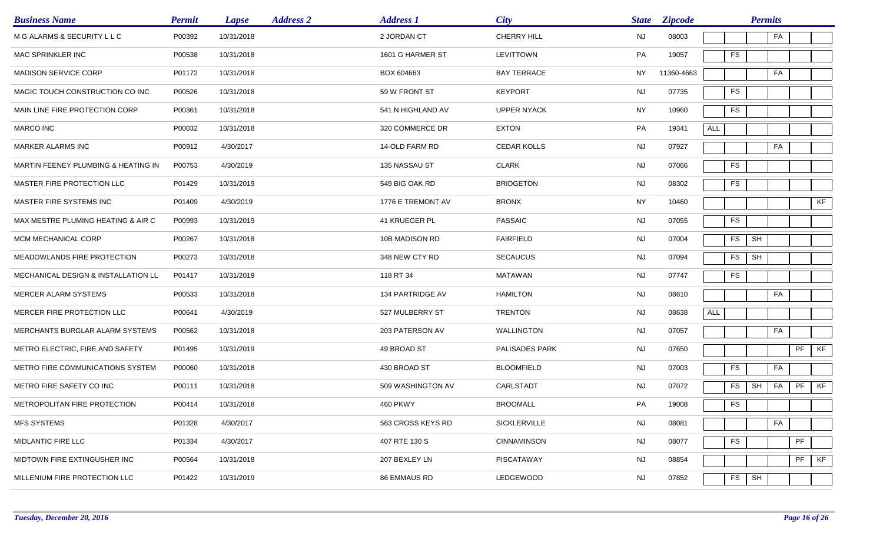| Business Name | Permit | Lapse | Address 2 | Address 1 | City | State | Zipcode | Permits | | | | | |
|---|---|---|---|---|---|---|---|---|---|---|---|---|---|
| M G ALARMS & SECURITY L L C | P00392 | 10/31/2018 | | 2 JORDAN CT | CHERRY HILL | NJ | 08003 | | | | FA | | |
| MAC SPRINKLER INC | P00538 | 10/31/2018 | | 1601 G HARMER ST | LEVITTOWN | PA | 19057 | | FS | | | | |
| MADISON SERVICE CORP | P01172 | 10/31/2018 | | BOX 604663 | BAY TERRACE | NY | 11360-4663 | | | | FA | | |
| MAGIC TOUCH CONSTRUCTION CO INC | P00526 | 10/31/2018 | | 59 W FRONT ST | KEYPORT | NJ | 07735 | | FS | | | | |
| MAIN LINE FIRE PROTECTION CORP | P00361 | 10/31/2018 | | 541 N HIGHLAND AV | UPPER NYACK | NY | 10960 | | FS | | | | |
| MARCO INC | P00032 | 10/31/2018 | | 320 COMMERCE DR | EXTON | PA | 19341 | ALL | | | | | |
| MARKER ALARMS INC | P00912 | 4/30/2017 | | 14-OLD FARM RD | CEDAR KOLLS | NJ | 07927 | | | | FA | | |
| MARTIN FEENEY PLUMBING & HEATING IN | P00753 | 4/30/2019 | | 135 NASSAU ST | CLARK | NJ | 07066 | | FS | | | | |
| MASTER FIRE PROTECTION LLC | P01429 | 10/31/2019 | | 549 BIG OAK RD | BRIDGETON | NJ | 08302 | | FS | | | | |
| MASTER FIRE SYSTEMS INC | P01409 | 4/30/2019 | | 1776 E TREMONT AV | BRONX | NY | 10460 | | | | | | KF |
| MAX MESTRE PLUMING HEATING & AIR C | P00993 | 10/31/2019 | | 41 KRUEGER PL | PASSAIC | NJ | 07055 | | FS | | | | |
| MCM MECHANICAL CORP | P00267 | 10/31/2018 | | 10B MADISON RD | FAIRFIELD | NJ | 07004 | | FS | SH | | | |
| MEADOWLANDS FIRE PROTECTION | P00273 | 10/31/2018 | | 348 NEW CTY RD | SECAUCUS | NJ | 07094 | | FS | SH | | | |
| MECHANICAL DESIGN & INSTALLATION LL | P01417 | 10/31/2019 | | 118 RT 34 | MATAWAN | NJ | 07747 | | FS | | | | |
| MERCER ALARM SYSTEMS | P00533 | 10/31/2018 | | 134 PARTRIDGE AV | HAMILTON | NJ | 08610 | | | | FA | | |
| MERCER FIRE PROTECTION LLC | P00641 | 4/30/2019 | | 527 MULBERRY ST | TRENTON | NJ | 08638 | ALL | | | | | |
| MERCHANTS BURGLAR ALARM SYSTEMS | P00562 | 10/31/2018 | | 203 PATERSON AV | WALLINGTON | NJ | 07057 | | | | FA | | |
| METRO ELECTRIC, FIRE AND SAFETY | P01495 | 10/31/2019 | | 49 BROAD ST | PALISADES PARK | NJ | 07650 | | | | | PF | KF |
| METRO FIRE COMMUNICATIONS SYSTEM | P00060 | 10/31/2018 | | 430 BROAD ST | BLOOMFIELD | NJ | 07003 | | FS | | FA | | |
| METRO FIRE SAFETY CO INC | P00111 | 10/31/2018 | | 509 WASHINGTON AV | CARLSTADT | NJ | 07072 | | FS | SH | FA | PF | KF |
| METROPOLITAN FIRE PROTECTION | P00414 | 10/31/2018 | | 460 PKWY | BROOMALL | PA | 19008 | | FS | | | | |
| MFS SYSTEMS | P01328 | 4/30/2017 | | 563 CROSS KEYS RD | SICKLERVILLE | NJ | 08081 | | | | FA | | |
| MIDLANTIC FIRE LLC | P01334 | 4/30/2017 | | 407 RTE 130 S | CINNAMINSON | NJ | 08077 | | FS | | | PF | |
| MIDTOWN FIRE EXTINGUSHER INC | P00564 | 10/31/2018 | | 207 BEXLEY LN | PISCATAWAY | NJ | 08854 | | | | | PF | KF |
| MILLENIUM FIRE PROTECTION LLC | P01422 | 10/31/2019 | | 86 EMMAUS RD | LEDGEWOOD | NJ | 07852 | | FS | SH | | | |

*Tuesday, December 20, 2016*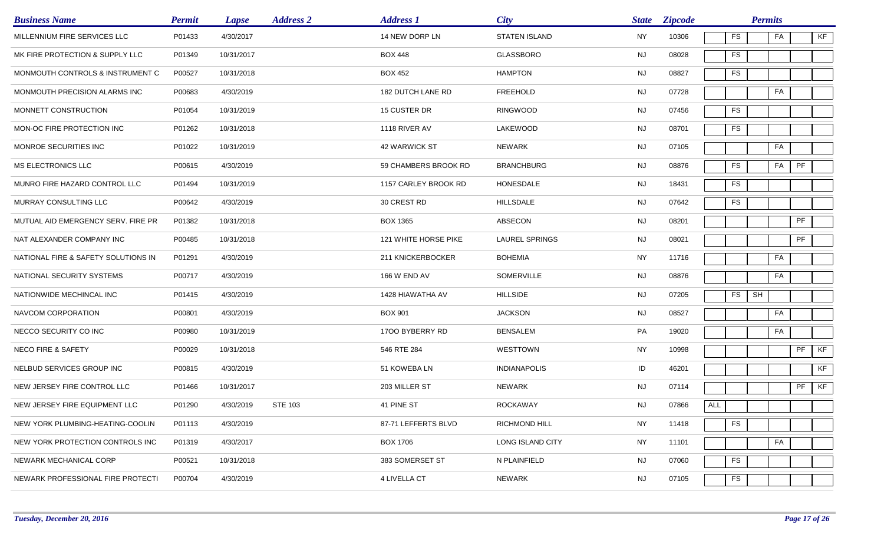| Business Name | Permit | Lapse | Address 2 | Address 1 | City | State | Zipcode | Permits | | | | | |
|---|---|---|---|---|---|---|---|---|---|---|---|---|---|
| MILLENNIUM FIRE SERVICES LLC | P01433 | 4/30/2017 | | 14 NEW DORP LN | STATEN ISLAND | NY | 10306 | | FS | | FA | | KF |
| MK FIRE PROTECTION & SUPPLY LLC | P01349 | 10/31/2017 | | BOX 448 | GLASSBORO | NJ | 08028 | | FS | | | | |
| MONMOUTH CONTROLS & INSTRUMENT C | P00527 | 10/31/2018 | | BOX 452 | HAMPTON | NJ | 08827 | | FS | | | | |
| MONMOUTH PRECISION ALARMS INC | P00683 | 4/30/2019 | | 182 DUTCH LANE RD | FREEHOLD | NJ | 07728 | | | | FA | | |
| MONNETT CONSTRUCTION | P01054 | 10/31/2019 | | 15 CUSTER DR | RINGWOOD | NJ | 07456 | | FS | | | | |
| MON-OC FIRE PROTECTION INC | P01262 | 10/31/2018 | | 1118 RIVER AV | LAKEWOOD | NJ | 08701 | | FS | | | | |
| MONROE SECURITIES INC | P01022 | 10/31/2019 | | 42 WARWICK ST | NEWARK | NJ | 07105 | | | | FA | | |
| MS ELECTRONICS LLC | P00615 | 4/30/2019 | | 59 CHAMBERS BROOK RD | BRANCHBURG | NJ | 08876 | | FS | | FA | PF | |
| MUNRO FIRE HAZARD CONTROL LLC | P01494 | 10/31/2019 | | 1157 CARLEY BROOK RD | HONESDALE | NJ | 18431 | | FS | | | | |
| MURRAY CONSULTING LLC | P00642 | 4/30/2019 | | 30 CREST RD | HILLSDALE | NJ | 07642 | | FS | | | | |
| MUTUAL AID EMERGENCY SERV. FIRE PR | P01382 | 10/31/2018 | | BOX 1365 | ABSECON | NJ | 08201 | | | | | PF | |
| NAT ALEXANDER COMPANY INC | P00485 | 10/31/2018 | | 121 WHITE HORSE PIKE | LAUREL SPRINGS | NJ | 08021 | | | | | PF | |
| NATIONAL FIRE & SAFETY SOLUTIONS IN | P01291 | 4/30/2019 | | 211 KNICKERBOCKER | BOHEMIA | NY | 11716 | | | | FA | | |
| NATIONAL SECURITY SYSTEMS | P00717 | 4/30/2019 | | 166 W END AV | SOMERVILLE | NJ | 08876 | | | | FA | | |
| NATIONWIDE MECHINCAL INC | P01415 | 4/30/2019 | | 1428 HIAWATHA AV | HILLSIDE | NJ | 07205 | | FS | SH | | | |
| NAVCOM CORPORATION | P00801 | 4/30/2019 | | BOX 901 | JACKSON | NJ | 08527 | | | | FA | | |
| NECCO SECURITY CO INC | P00980 | 10/31/2019 | | 17OO BYBERRY RD | BENSALEM | PA | 19020 | | | | FA | | |
| NECO FIRE & SAFETY | P00029 | 10/31/2018 | | 546 RTE 284 | WESTTOWN | NY | 10998 | | | | | PF | KF |
| NELBUD SERVICES GROUP INC | P00815 | 4/30/2019 | | 51 KOWEBA LN | INDIANAPOLIS | ID | 46201 | | | | | | KF |
| NEW JERSEY FIRE CONTROL LLC | P01466 | 10/31/2017 | | 203 MILLER ST | NEWARK | NJ | 07114 | | | | | PF | KF |
| NEW JERSEY FIRE EQUIPMENT LLC | P01290 | 4/30/2019 | STE 103 | 41 PINE ST | ROCKAWAY | NJ | 07866 | ALL | | | | | |
| NEW YORK PLUMBING-HEATING-COOLIN | P01113 | 4/30/2019 | | 87-71 LEFFERTS BLVD | RICHMOND HILL | NY | 11418 | | FS | | | | |
| NEW YORK PROTECTION CONTROLS INC | P01319 | 4/30/2017 | | BOX 1706 | LONG ISLAND CITY | NY | 11101 | | | | FA | | |
| NEWARK MECHANICAL CORP | P00521 | 10/31/2018 | | 383 SOMERSET ST | N PLAINFIELD | NJ | 07060 | | FS | | | | |
| NEWARK PROFESSIONAL FIRE PROTECTI | P00704 | 4/30/2019 | | 4 LIVELLA CT | NEWARK | NJ | 07105 | | FS | | | | |

*Tuesday, December 20, 2016*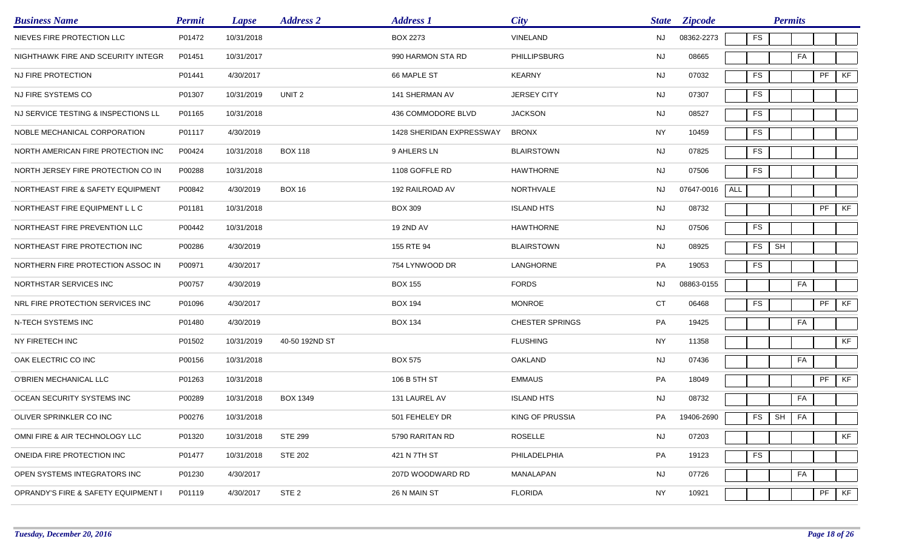| Business Name | Permit | Lapse | Address 2 | Address 1 | City | State | Zipcode | Permits | | | | | |
|---|---|---|---|---|---|---|---|---|---|---|---|---|---|
| NIEVES FIRE PROTECTION LLC | P01472 | 10/31/2018 | | BOX 2273 | VINELAND | NJ | 08362-2273 | | FS | | | | |
| NIGHTHAWK FIRE AND SCEURITY INTEGR | P01451 | 10/31/2017 | | 990 HARMON STA RD | PHILLIPSBURG | NJ | 08665 | | | | FA | | |
| NJ FIRE PROTECTION | P01441 | 4/30/2017 | | 66 MAPLE ST | KEARNY | NJ | 07032 | | FS | | | PF | KF |
| NJ FIRE SYSTEMS CO | P01307 | 10/31/2019 | UNIT 2 | 141 SHERMAN AV | JERSEY CITY | NJ | 07307 | | FS | | | | |
| NJ SERVICE TESTING & INSPECTIONS LL | P01165 | 10/31/2018 | | 436 COMMODORE BLVD | JACKSON | NJ | 08527 | | FS | | | | |
| NOBLE MECHANICAL CORPORATION | P01117 | 4/30/2019 | | 1428 SHERIDAN EXPRESSWAY | BRONX | NY | 10459 | | FS | | | | |
| NORTH AMERICAN FIRE PROTECTION INC | P00424 | 10/31/2018 | BOX 118 | 9 AHLERS LN | BLAIRSTOWN | NJ | 07825 | | FS | | | | |
| NORTH JERSEY FIRE PROTECTION CO IN | P00288 | 10/31/2018 | | 1108 GOFFLE RD | HAWTHORNE | NJ | 07506 | | FS | | | | |
| NORTHEAST FIRE & SAFETY EQUIPMENT | P00842 | 4/30/2019 | BOX 16 | 192 RAILROAD AV | NORTHVALE | NJ | 07647-0016 | ALL | | | | | |
| NORTHEAST FIRE EQUIPMENT L L C | P01181 | 10/31/2018 | | BOX 309 | ISLAND HTS | NJ | 08732 | | | | | PF | KF |
| NORTHEAST FIRE PREVENTION LLC | P00442 | 10/31/2018 | | 19 2ND AV | HAWTHORNE | NJ | 07506 | | FS | | | | |
| NORTHEAST FIRE PROTECTION INC | P00286 | 4/30/2019 | | 155 RTE 94 | BLAIRSTOWN | NJ | 08925 | | FS | SH | | | |
| NORTHERN FIRE PROTECTION ASSOC IN | P00971 | 4/30/2017 | | 754 LYNWOOD DR | LANGHORNE | PA | 19053 | | FS | | | | |
| NORTHSTAR SERVICES INC | P00757 | 4/30/2019 | | BOX 155 | FORDS | NJ | 08863-0155 | | | | FA | | |
| NRL FIRE PROTECTION SERVICES INC | P01096 | 4/30/2017 | | BOX 194 | MONROE | CT | 06468 | | FS | | | PF | KF |
| N-TECH SYSTEMS INC | P01480 | 4/30/2019 | | BOX 134 | CHESTER SPRINGS | PA | 19425 | | | | FA | | |
| NY FIRETECH INC | P01502 | 10/31/2019 | 40-50 192ND ST | | FLUSHING | NY | 11358 | | | | | | KF |
| OAK ELECTRIC CO INC | P00156 | 10/31/2018 | | BOX 575 | OAKLAND | NJ | 07436 | | | | FA | | |
| O'BRIEN MECHANICAL LLC | P01263 | 10/31/2018 | | 106 B 5TH ST | EMMAUS | PA | 18049 | | | | | PF | KF |
| OCEAN SECURITY SYSTEMS INC | P00289 | 10/31/2018 | BOX 1349 | 131 LAUREL AV | ISLAND HTS | NJ | 08732 | | | | FA | | |
| OLIVER SPRINKLER CO INC | P00276 | 10/31/2018 | | 501 FEHELEY DR | KING OF PRUSSIA | PA | 19406-2690 | | FS | SH | FA | | |
| OMNI FIRE & AIR TECHNOLOGY LLC | P01320 | 10/31/2018 | STE 299 | 5790 RARITAN RD | ROSELLE | NJ | 07203 | | | | | | KF |
| ONEIDA FIRE PROTECTION INC | P01477 | 10/31/2018 | STE 202 | 421 N 7TH ST | PHILADELPHIA | PA | 19123 | | FS | | | | |
| OPEN SYSTEMS INTEGRATORS INC | P01230 | 4/30/2017 | | 207D WOODWARD RD | MANALAPAN | NJ | 07726 | | | | FA | | |
| OPRANDY'S FIRE & SAFETY EQUIPMENT I | P01119 | 4/30/2017 | STE 2 | 26 N MAIN ST | FLORIDA | NY | 10921 | | | | | PF | KF |

*Tuesday, December 20, 2016*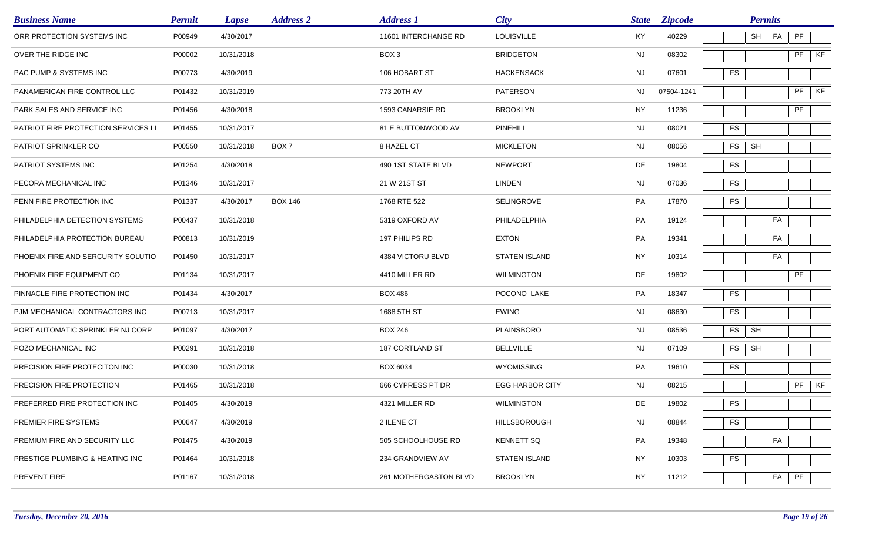| Business Name | Permit | Lapse | Address 2 | Address 1 | City | State | Zipcode | Permits | | | | |
|---|---|---|---|---|---|---|---|---|---|---|---|---|
| ORR PROTECTION SYSTEMS INC | P00949 | 4/30/2017 | | 11601 INTERCHANGE RD | LOUISVILLE | KY | 40229 | | SH | FA | PF | |
| OVER THE RIDGE INC | P00002 | 10/31/2018 | | BOX 3 | BRIDGETON | NJ | 08302 | | | | PF | KF |
| PAC PUMP & SYSTEMS INC | P00773 | 4/30/2019 | | 106 HOBART ST | HACKENSACK | NJ | 07601 | FS | | | | |
| PANAMERICAN FIRE CONTROL LLC | P01432 | 10/31/2019 | | 773 20TH AV | PATERSON | NJ | 07504-1241 | | | | PF | KF |
| PARK SALES AND SERVICE INC | P01456 | 4/30/2018 | | 1593 CANARSIE RD | BROOKLYN | NY | 11236 | | | | PF | |
| PATRIOT FIRE PROTECTION SERVICES LL | P01455 | 10/31/2017 | | 81 E BUTTONWOOD AV | PINEHILL | NJ | 08021 | FS | | | | |
| PATRIOT SPRINKLER CO | P00550 | 10/31/2018 | BOX 7 | 8 HAZEL CT | MICKLETON | NJ | 08056 | FS | SH | | | |
| PATRIOT SYSTEMS INC | P01254 | 4/30/2018 | | 490 1ST STATE BLVD | NEWPORT | DE | 19804 | FS | | | | |
| PECORA MECHANICAL INC | P01346 | 10/31/2017 | | 21 W 21ST ST | LINDEN | NJ | 07036 | FS | | | | |
| PENN FIRE PROTECTION INC | P01337 | 4/30/2017 | BOX 146 | 1768 RTE 522 | SELINGROVE | PA | 17870 | FS | | | | |
| PHILADELPHIA DETECTION SYSTEMS | P00437 | 10/31/2018 | | 5319 OXFORD AV | PHILADELPHIA | PA | 19124 | | | FA | | |
| PHILADELPHIA PROTECTION BUREAU | P00813 | 10/31/2019 | | 197 PHILIPS RD | EXTON | PA | 19341 | | | FA | | |
| PHOENIX FIRE AND SERCURITY SOLUTIO | P01450 | 10/31/2017 | | 4384 VICTORU BLVD | STATEN ISLAND | NY | 10314 | | | FA | | |
| PHOENIX FIRE EQUIPMENT CO | P01134 | 10/31/2017 | | 4410 MILLER RD | WILMINGTON | DE | 19802 | | | | PF | |
| PINNACLE FIRE PROTECTION INC | P01434 | 4/30/2017 | | BOX 486 | POCONO LAKE | PA | 18347 | FS | | | | |
| PJM MECHANICAL CONTRACTORS INC | P00713 | 10/31/2017 | | 1688 5TH ST | EWING | NJ | 08630 | FS | | | | |
| PORT AUTOMATIC SPRINKLER NJ CORP | P01097 | 4/30/2017 | | BOX 246 | PLAINSBORO | NJ | 08536 | FS | SH | | | |
| POZO MECHANICAL INC | P00291 | 10/31/2018 | | 187 CORTLAND ST | BELLVILLE | NJ | 07109 | FS | SH | | | |
| PRECISION FIRE PROTECITON INC | P00030 | 10/31/2018 | | BOX 6034 | WYOMISSING | PA | 19610 | FS | | | | |
| PRECISION FIRE PROTECTION | P01465 | 10/31/2018 | | 666 CYPRESS PT DR | EGG HARBOR CITY | NJ | 08215 | | | | PF | KF |
| PREFERRED FIRE PROTECTION INC | P01405 | 4/30/2019 | | 4321 MILLER RD | WILMINGTON | DE | 19802 | FS | | | | |
| PREMIER FIRE SYSTEMS | P00647 | 4/30/2019 | | 2 ILENE CT | HILLSBOROUGH | NJ | 08844 | FS | | | | |
| PREMIUM FIRE AND SECURITY LLC | P01475 | 4/30/2019 | | 505 SCHOOLHOUSE RD | KENNETT SQ | PA | 19348 | | | FA | | |
| PRESTIGE PLUMBING & HEATING INC | P01464 | 10/31/2018 | | 234 GRANDVIEW AV | STATEN ISLAND | NY | 10303 | FS | | | | |
| PREVENT FIRE | P01167 | 10/31/2018 | | 261 MOTHERGASTON BLVD | BROOKLYN | NY | 11212 | | | FA | PF | |

*Tuesday, December 20, 2016*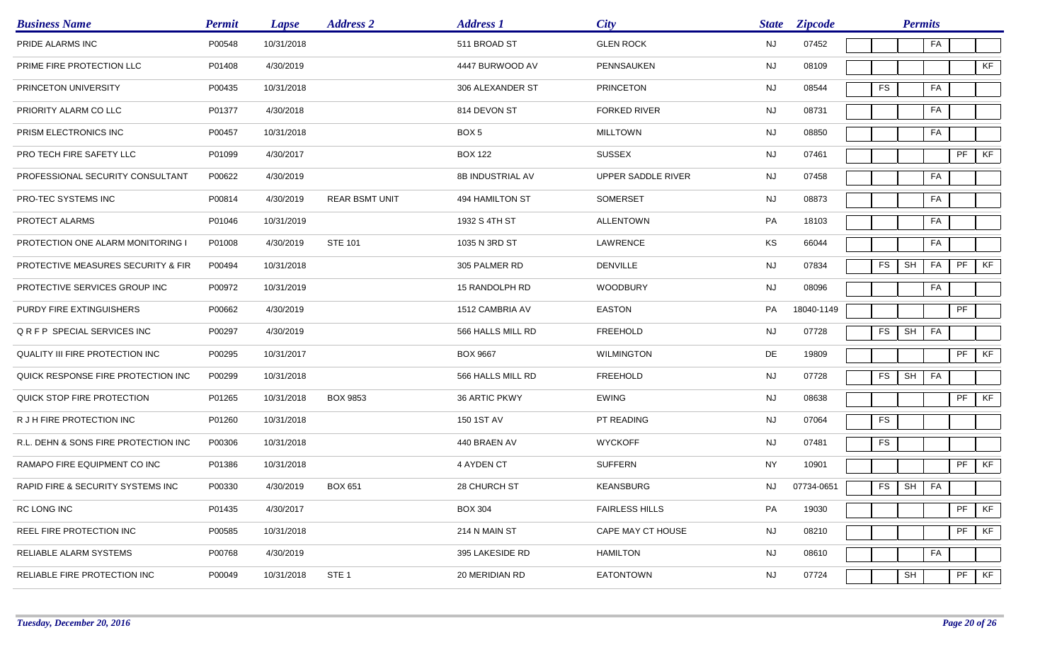| Business Name | Permit | Lapse | Address 2 | Address 1 | City | State | Zipcode | Permits | | | | | |
|---|---|---|---|---|---|---|---|---|---|---|---|---|---|
| PRIDE ALARMS INC | P00548 | 10/31/2018 | | 511 BROAD ST | GLEN ROCK | NJ | 07452 | | | | FA | | |
| PRIME FIRE PROTECTION LLC | P01408 | 4/30/2019 | | 4447 BURWOOD AV | PENNSAUKEN | NJ | 08109 | | | | | | KF |
| PRINCETON UNIVERSITY | P00435 | 10/31/2018 | | 306 ALEXANDER ST | PRINCETON | NJ | 08544 | FS | | | FA | | |
| PRIORITY ALARM CO LLC | P01377 | 4/30/2018 | | 814 DEVON ST | FORKED RIVER | NJ | 08731 | | | | FA | | |
| PRISM ELECTRONICS INC | P00457 | 10/31/2018 | | BOX 5 | MILLTOWN | NJ | 08850 | | | | FA | | |
| PRO TECH FIRE SAFETY LLC | P01099 | 4/30/2017 | | BOX 122 | SUSSEX | NJ | 07461 | | | | | PF | KF |
| PROFESSIONAL SECURITY CONSULTANT | P00622 | 4/30/2019 | | 8B INDUSTRIAL AV | UPPER SADDLE RIVER | NJ | 07458 | | | | FA | | |
| PRO-TEC SYSTEMS INC | P00814 | 4/30/2019 | REAR BSMT UNIT | 494 HAMILTON ST | SOMERSET | NJ | 08873 | | | | FA | | |
| PROTECT ALARMS | P01046 | 10/31/2019 | | 1932 S 4TH ST | ALLENTOWN | PA | 18103 | | | | FA | | |
| PROTECTION ONE ALARM MONITORING I | P01008 | 4/30/2019 | STE 101 | 1035 N 3RD ST | LAWRENCE | KS | 66044 | | | | FA | | |
| PROTECTIVE MEASURES SECURITY & FIR | P00494 | 10/31/2018 | | 305 PALMER RD | DENVILLE | NJ | 07834 | FS | SH | | FA | PF | KF |
| PROTECTIVE SERVICES GROUP INC | P00972 | 10/31/2019 | | 15 RANDOLPH RD | WOODBURY | NJ | 08096 | | | | FA | | |
| PURDY FIRE EXTINGUISHERS | P00662 | 4/30/2019 | | 1512 CAMBRIA AV | EASTON | PA | 18040-1149 | | | | | PF | |
| Q R F P SPECIAL SERVICES INC | P00297 | 4/30/2019 | | 566 HALLS MILL RD | FREEHOLD | NJ | 07728 | FS | SH | | FA | | |
| QUALITY III FIRE PROTECTION INC | P00295 | 10/31/2017 | | BOX 9667 | WILMINGTON | DE | 19809 | | | | | PF | KF |
| QUICK RESPONSE FIRE PROTECTION INC | P00299 | 10/31/2018 | | 566 HALLS MILL RD | FREEHOLD | NJ | 07728 | FS | SH | | FA | | |
| QUICK STOP FIRE PROTECTION | P01265 | 10/31/2018 | BOX 9853 | 36 ARTIC PKWY | EWING | NJ | 08638 | | | | | PF | KF |
| R J H FIRE PROTECTION INC | P01260 | 10/31/2018 | | 150 1ST AV | PT READING | NJ | 07064 | FS | | | | | |
| R.L. DEHN & SONS FIRE PROTECTION INC | P00306 | 10/31/2018 | | 440 BRAEN AV | WYCKOFF | NJ | 07481 | FS | | | | | |
| RAMAPO FIRE EQUIPMENT CO INC | P01386 | 10/31/2018 | | 4 AYDEN CT | SUFFERN | NY | 10901 | | | | | PF | KF |
| RAPID FIRE & SECURITY SYSTEMS INC | P00330 | 4/30/2019 | BOX 651 | 28 CHURCH ST | KEANSBURG | NJ | 07734-0651 | FS | SH | | FA | | |
| RC LONG INC | P01435 | 4/30/2017 | | BOX 304 | FAIRLESS HILLS | PA | 19030 | | | | | PF | KF |
| REEL FIRE PROTECTION INC | P00585 | 10/31/2018 | | 214 N MAIN ST | CAPE MAY CT HOUSE | NJ | 08210 | | | | | PF | KF |
| RELIABLE ALARM SYSTEMS | P00768 | 4/30/2019 | | 395 LAKESIDE RD | HAMILTON | NJ | 08610 | | | | FA | | |
| RELIABLE FIRE PROTECTION INC | P00049 | 10/31/2018 | STE 1 | 20 MERIDIAN RD | EATONTOWN | NJ | 07724 | | SH | | | PF | KF |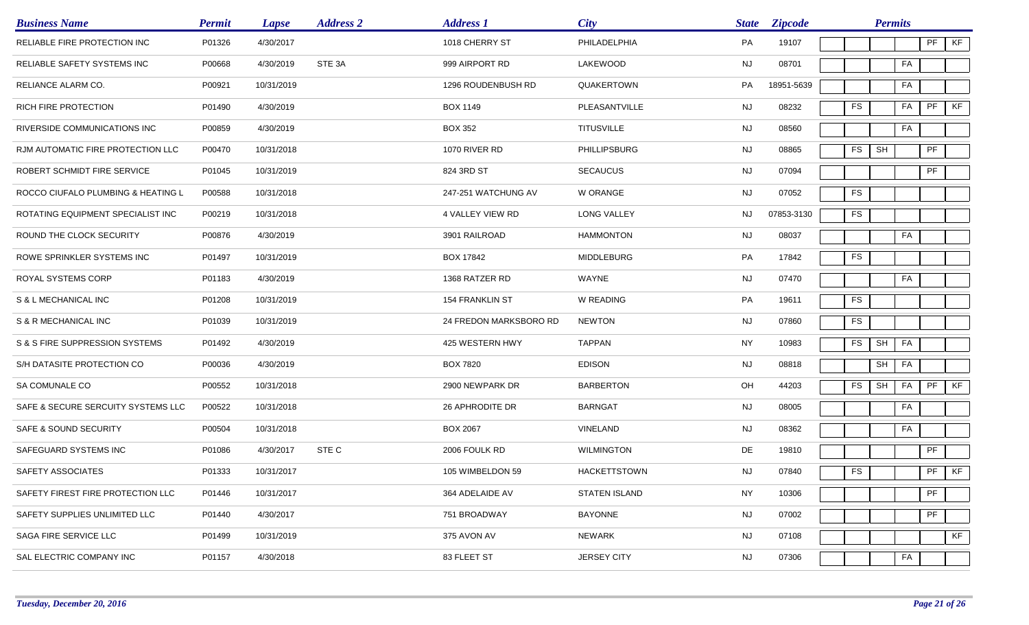| Business Name | Permit | Lapse | Address 2 | Address 1 | City | State | Zipcode | Permits | | | | |
|---|---|---|---|---|---|---|---|---|---|---|---|---|
| RELIABLE FIRE PROTECTION INC | P01326 | 4/30/2017 | | 1018 CHERRY ST | PHILADELPHIA | PA | 19107 | | | | PF | KF |
| RELIABLE SAFETY SYSTEMS INC | P00668 | 4/30/2019 | STE 3A | 999 AIRPORT RD | LAKEWOOD | NJ | 08701 | | | FA | | |
| RELIANCE ALARM CO. | P00921 | 10/31/2019 | | 1296 ROUDENBUSH RD | QUAKERTOWN | PA | 18951-5639 | | | FA | | |
| RICH FIRE PROTECTION | P01490 | 4/30/2019 | | BOX 1149 | PLEASANTVILLE | NJ | 08232 | FS | | FA | PF | KF |
| RIVERSIDE COMMUNICATIONS INC | P00859 | 4/30/2019 | | BOX 352 | TITUSVILLE | NJ | 08560 | | | FA | | |
| RJM AUTOMATIC FIRE PROTECTION LLC | P00470 | 10/31/2018 | | 1070 RIVER RD | PHILLIPSBURG | NJ | 08865 | FS | SH | | PF | |
| ROBERT SCHMIDT FIRE SERVICE | P01045 | 10/31/2019 | | 824 3RD ST | SECAUCUS | NJ | 07094 | | | | PF | |
| ROCCO CIUFALO PLUMBING & HEATING L | P00588 | 10/31/2018 | | 247-251 WATCHUNG AV | W ORANGE | NJ | 07052 | FS | | | | |
| ROTATING EQUIPMENT SPECIALIST INC | P00219 | 10/31/2018 | | 4 VALLEY VIEW RD | LONG VALLEY | NJ | 07853-3130 | FS | | | | |
| ROUND THE CLOCK SECURITY | P00876 | 4/30/2019 | | 3901 RAILROAD | HAMMONTON | NJ | 08037 | | | FA | | |
| ROWE SPRINKLER SYSTEMS INC | P01497 | 10/31/2019 | | BOX 17842 | MIDDLEBURG | PA | 17842 | FS | | | | |
| ROYAL SYSTEMS CORP | P01183 | 4/30/2019 | | 1368 RATZER RD | WAYNE | NJ | 07470 | | | FA | | |
| S & L MECHANICAL INC | P01208 | 10/31/2019 | | 154 FRANKLIN ST | W READING | PA | 19611 | FS | | | | |
| S & R MECHANICAL INC | P01039 | 10/31/2019 | | 24 FREDON MARKSBORO RD | NEWTON | NJ | 07860 | FS | | | | |
| S & S FIRE SUPPRESSION SYSTEMS | P01492 | 4/30/2019 | | 425 WESTERN HWY | TAPPAN | NY | 10983 | FS | SH | FA | | |
| S/H DATASITE PROTECTION CO | P00036 | 4/30/2019 | | BOX 7820 | EDISON | NJ | 08818 | | SH | FA | | |
| SA COMUNALE CO | P00552 | 10/31/2018 | | 2900 NEWPARK DR | BARBERTON | OH | 44203 | FS | SH | FA | PF | KF |
| SAFE & SECURE SERCUITY SYSTEMS LLC | P00522 | 10/31/2018 | | 26 APHRODITE DR | BARNGAT | NJ | 08005 | | | FA | | |
| SAFE & SOUND SECURITY | P00504 | 10/31/2018 | | BOX 2067 | VINELAND | NJ | 08362 | | | FA | | |
| SAFEGUARD SYSTEMS INC | P01086 | 4/30/2017 | STE C | 2006 FOULK RD | WILMINGTON | DE | 19810 | | | | PF | |
| SAFETY ASSOCIATES | P01333 | 10/31/2017 | | 105 WIMBELDON 59 | HACKETTSTOWN | NJ | 07840 | FS | | | PF | KF |
| SAFETY FIREST FIRE PROTECTION LLC | P01446 | 10/31/2017 | | 364 ADELAIDE AV | STATEN ISLAND | NY | 10306 | | | | PF | |
| SAFETY SUPPLIES UNLIMITED LLC | P01440 | 4/30/2017 | | 751 BROADWAY | BAYONNE | NJ | 07002 | | | | PF | |
| SAGA FIRE SERVICE LLC | P01499 | 10/31/2019 | | 375 AVON AV | NEWARK | NJ | 07108 | | | | | KF |
| SAL ELECTRIC COMPANY INC | P01157 | 4/30/2018 | | 83 FLEET ST | JERSEY CITY | NJ | 07306 | | | FA | | |

*Tuesday, December 20, 2016*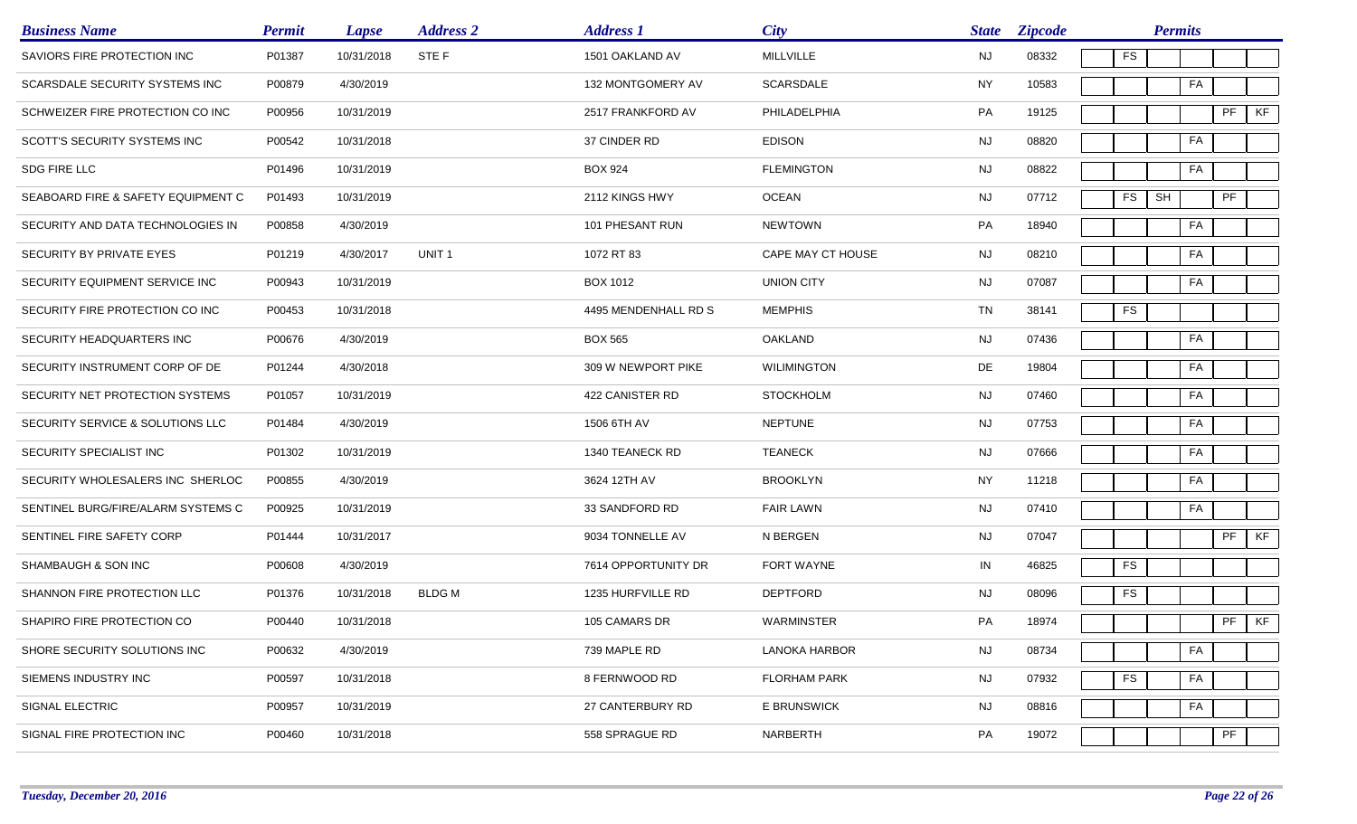| Business Name | Permit | Lapse | Address 2 | Address 1 | City | State | Zipcode | Permits | | | | |
|---|---|---|---|---|---|---|---|---|---|---|---|---|
| SAVIORS FIRE PROTECTION INC | P01387 | 10/31/2018 | STE F | 1501 OAKLAND AV | MILLVILLE | NJ | 08332 | FS | | | | |
| SCARSDALE SECURITY SYSTEMS INC | P00879 | 4/30/2019 | | 132 MONTGOMERY AV | SCARSDALE | NY | 10583 | | | FA | | |
| SCHWEIZER FIRE PROTECTION CO INC | P00956 | 10/31/2019 | | 2517 FRANKFORD AV | PHILADELPHIA | PA | 19125 | | | | PF | KF |
| SCOTT'S SECURITY SYSTEMS INC | P00542 | 10/31/2018 | | 37 CINDER RD | EDISON | NJ | 08820 | | | FA | | |
| SDG FIRE LLC | P01496 | 10/31/2019 | | BOX 924 | FLEMINGTON | NJ | 08822 | | | FA | | |
| SEABOARD FIRE & SAFETY EQUIPMENT C | P01493 | 10/31/2019 | | 2112 KINGS HWY | OCEAN | NJ | 07712 | FS | SH | | PF | |
| SECURITY AND DATA TECHNOLOGIES IN | P00858 | 4/30/2019 | | 101 PHESANT RUN | NEWTOWN | PA | 18940 | | | FA | | |
| SECURITY BY PRIVATE EYES | P01219 | 4/30/2017 | UNIT 1 | 1072 RT 83 | CAPE MAY CT HOUSE | NJ | 08210 | | | FA | | |
| SECURITY EQUIPMENT SERVICE INC | P00943 | 10/31/2019 | | BOX 1012 | UNION CITY | NJ | 07087 | | | FA | | |
| SECURITY FIRE PROTECTION CO INC | P00453 | 10/31/2018 | | 4495 MENDENHALL RD S | MEMPHIS | TN | 38141 | FS | | | | |
| SECURITY HEADQUARTERS INC | P00676 | 4/30/2019 | | BOX 565 | OAKLAND | NJ | 07436 | | | FA | | |
| SECURITY INSTRUMENT CORP OF DE | P01244 | 4/30/2018 | | 309 W NEWPORT PIKE | WILIMINGTON | DE | 19804 | | | FA | | |
| SECURITY NET PROTECTION SYSTEMS | P01057 | 10/31/2019 | | 422 CANISTER RD | STOCKHOLM | NJ | 07460 | | | FA | | |
| SECURITY SERVICE & SOLUTIONS LLC | P01484 | 4/30/2019 | | 1506 6TH AV | NEPTUNE | NJ | 07753 | | | FA | | |
| SECURITY SPECIALIST INC | P01302 | 10/31/2019 | | 1340 TEANECK RD | TEANECK | NJ | 07666 | | | FA | | |
| SECURITY WHOLESALERS INC SHERLOC | P00855 | 4/30/2019 | | 3624 12TH AV | BROOKLYN | NY | 11218 | | | FA | | |
| SENTINEL BURG/FIRE/ALARM SYSTEMS C | P00925 | 10/31/2019 | | 33 SANDFORD RD | FAIR LAWN | NJ | 07410 | | | FA | | |
| SENTINEL FIRE SAFETY CORP | P01444 | 10/31/2017 | | 9034 TONNELLE AV | N BERGEN | NJ | 07047 | | | | PF | KF |
| SHAMBAUGH & SON INC | P00608 | 4/30/2019 | | 7614 OPPORTUNITY DR | FORT WAYNE | IN | 46825 | FS | | | | |
| SHANNON FIRE PROTECTION LLC | P01376 | 10/31/2018 | BLDG M | 1235 HURFVILLE RD | DEPTFORD | NJ | 08096 | FS | | | | |
| SHAPIRO FIRE PROTECTION CO | P00440 | 10/31/2018 | | 105 CAMARS DR | WARMINSTER | PA | 18974 | | | | PF | KF |
| SHORE SECURITY SOLUTIONS INC | P00632 | 4/30/2019 | | 739 MAPLE RD | LANOKA HARBOR | NJ | 08734 | | | FA | | |
| SIEMENS INDUSTRY INC | P00597 | 10/31/2018 | | 8 FERNWOOD RD | FLORHAM PARK | NJ | 07932 | FS | | FA | | |
| SIGNAL ELECTRIC | P00957 | 10/31/2019 | | 27 CANTERBURY RD | E BRUNSWICK | NJ | 08816 | | | FA | | |
| SIGNAL FIRE PROTECTION INC | P00460 | 10/31/2018 | | 558 SPRAGUE RD | NARBERTH | PA | 19072 | | | | PF | |

*Tuesday, December 20, 2016*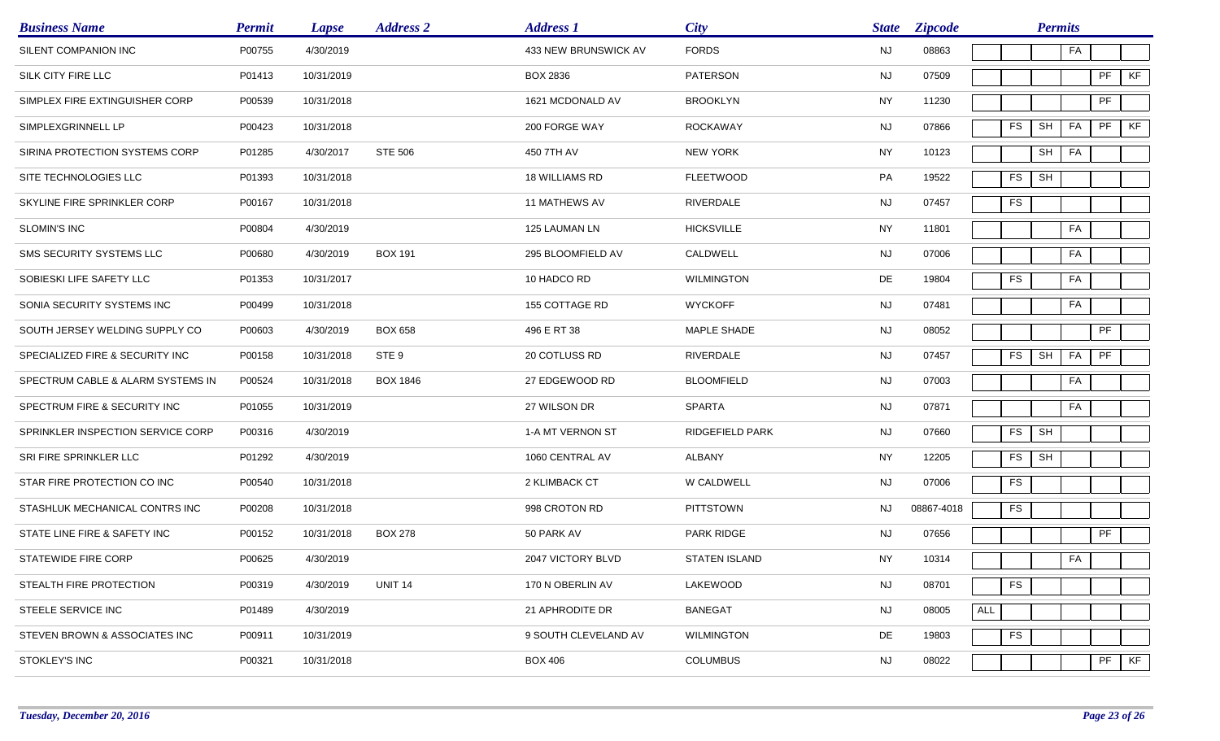| Business Name | Permit | Lapse | Address 2 | Address 1 | City | State | Zipcode | Permits | | | | | |
|---|---|---|---|---|---|---|---|---|---|---|---|---|---|
| SILENT COMPANION INC | P00755 | 4/30/2019 | | 433 NEW BRUNSWICK AV | FORDS | NJ | 08863 | | | | FA | | |
| SILK CITY FIRE LLC | P01413 | 10/31/2019 | | BOX 2836 | PATERSON | NJ | 07509 | | | | | PF | KF |
| SIMPLEX FIRE EXTINGUISHER CORP | P00539 | 10/31/2018 | | 1621 MCDONALD AV | BROOKLYN | NY | 11230 | | | | | PF | |
| SIMPLEXGRINNELL LP | P00423 | 10/31/2018 | | 200 FORGE WAY | ROCKAWAY | NJ | 07866 | | FS | SH | FA | PF | KF |
| SIRINA PROTECTION SYSTEMS CORP | P01285 | 4/30/2017 | STE 506 | 450 7TH AV | NEW YORK | NY | 10123 | | | SH | FA | | |
| SITE TECHNOLOGIES LLC | P01393 | 10/31/2018 | | 18 WILLIAMS RD | FLEETWOOD | PA | 19522 | | FS | SH | | | |
| SKYLINE FIRE SPRINKLER CORP | P00167 | 10/31/2018 | | 11 MATHEWS AV | RIVERDALE | NJ | 07457 | | FS | | | | |
| SLOMIN'S INC | P00804 | 4/30/2019 | | 125 LAUMAN LN | HICKSVILLE | NY | 11801 | | | | FA | | |
| SMS SECURITY SYSTEMS LLC | P00680 | 4/30/2019 | BOX 191 | 295 BLOOMFIELD AV | CALDWELL | NJ | 07006 | | | | FA | | |
| SOBIESKI LIFE SAFETY LLC | P01353 | 10/31/2017 | | 10 HADCO RD | WILMINGTON | DE | 19804 | | FS | | FA | | |
| SONIA SECURITY SYSTEMS INC | P00499 | 10/31/2018 | | 155 COTTAGE RD | WYCKOFF | NJ | 07481 | | | | FA | | |
| SOUTH JERSEY WELDING SUPPLY CO | P00603 | 4/30/2019 | BOX 658 | 496 E RT 38 | MAPLE SHADE | NJ | 08052 | | | | | PF | |
| SPECIALIZED FIRE & SECURITY INC | P00158 | 10/31/2018 | STE 9 | 20 COTLUSS RD | RIVERDALE | NJ | 07457 | | FS | SH | FA | PF | |
| SPECTRUM CABLE & ALARM SYSTEMS IN | P00524 | 10/31/2018 | BOX 1846 | 27 EDGEWOOD RD | BLOOMFIELD | NJ | 07003 | | | | FA | | |
| SPECTRUM FIRE & SECURITY INC | P01055 | 10/31/2019 | | 27 WILSON DR | SPARTA | NJ | 07871 | | | | FA | | |
| SPRINKLER INSPECTION SERVICE CORP | P00316 | 4/30/2019 | | 1-A MT VERNON ST | RIDGEFIELD PARK | NJ | 07660 | | FS | SH | | | |
| SRI FIRE SPRINKLER LLC | P01292 | 4/30/2019 | | 1060 CENTRAL AV | ALBANY | NY | 12205 | | FS | SH | | | |
| STAR FIRE PROTECTION CO INC | P00540 | 10/31/2018 | | 2 KLIMBACK CT | W CALDWELL | NJ | 07006 | | FS | | | | |
| STASHLUK MECHANICAL CONTRS INC | P00208 | 10/31/2018 | | 998 CROTON RD | PITTSTOWN | NJ | 08867-4018 | | FS | | | | |
| STATE LINE FIRE & SAFETY INC | P00152 | 10/31/2018 | BOX 278 | 50 PARK AV | PARK RIDGE | NJ | 07656 | | | | | PF | |
| STATEWIDE FIRE CORP | P00625 | 4/30/2019 | | 2047 VICTORY BLVD | STATEN ISLAND | NY | 10314 | | | | FA | | |
| STEALTH FIRE PROTECTION | P00319 | 4/30/2019 | UNIT 14 | 170 N OBERLIN AV | LAKEWOOD | NJ | 08701 | | FS | | | | |
| STEELE SERVICE INC | P01489 | 4/30/2019 | | 21 APHRODITE DR | BANEGAT | NJ | 08005 | ALL | | | | | |
| STEVEN BROWN & ASSOCIATES INC | P00911 | 10/31/2019 | | 9 SOUTH CLEVELAND AV | WILMINGTON | DE | 19803 | | FS | | | | |
| STOKLEY'S INC | P00321 | 10/31/2018 | | BOX 406 | COLUMBUS | NJ | 08022 | | | | | PF | KF |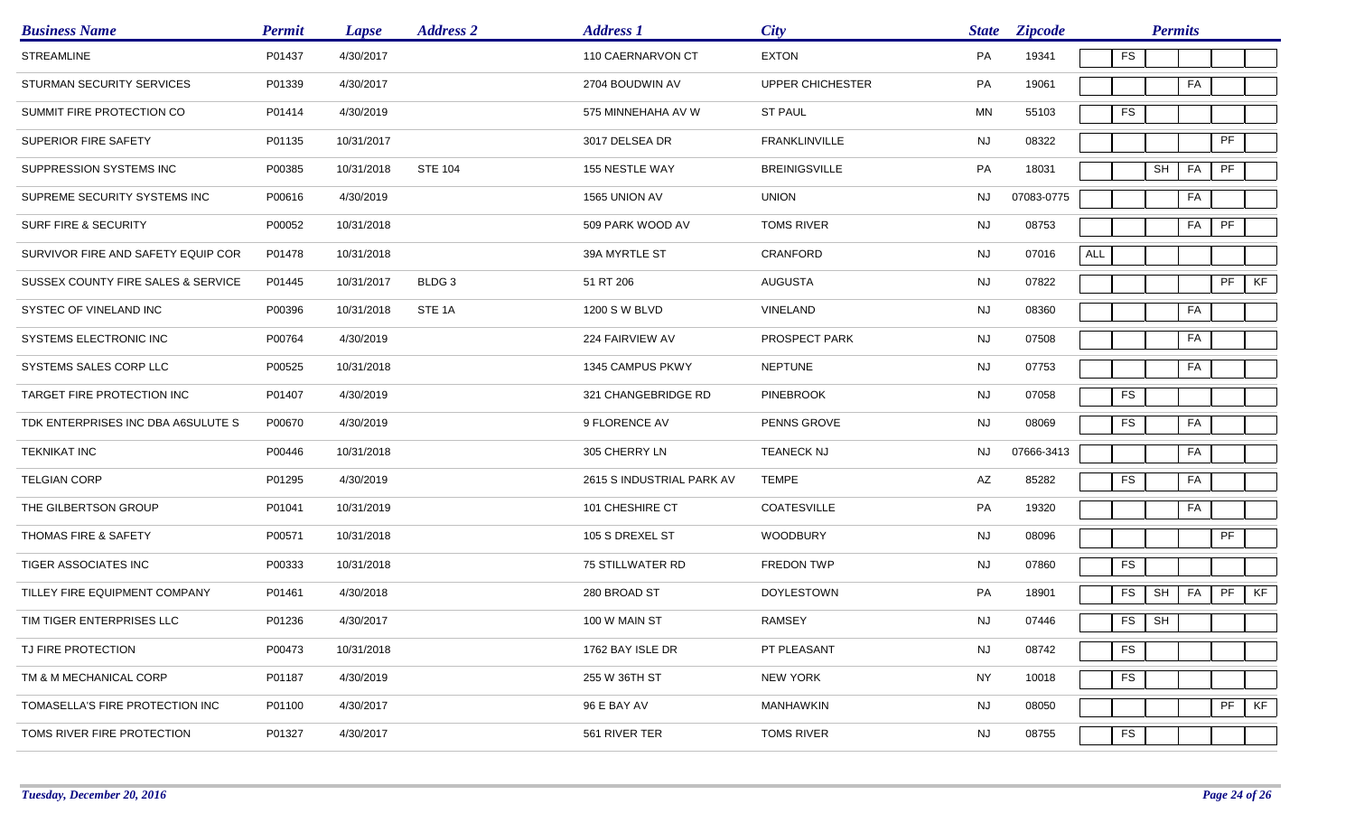| Business Name | Permit | Lapse | Address 2 | Address 1 | City | State | Zipcode | Permits | | | | | |
|---|---|---|---|---|---|---|---|---|---|---|---|---|---|
| STREAMLINE | P01437 | 4/30/2017 | | 110 CAERNARVON CT | EXTON | PA | 19341 | | FS | | | | |
| STURMAN SECURITY SERVICES | P01339 | 4/30/2017 | | 2704 BOUDWIN AV | UPPER CHICHESTER | PA | 19061 | | | | FA | | |
| SUMMIT FIRE PROTECTION CO | P01414 | 4/30/2019 | | 575 MINNEHAHA AV W | ST PAUL | MN | 55103 | | FS | | | | |
| SUPERIOR FIRE SAFETY | P01135 | 10/31/2017 | | 3017 DELSEA DR | FRANKLINVILLE | NJ | 08322 | | | | | PF | |
| SUPPRESSION SYSTEMS INC | P00385 | 10/31/2018 | STE 104 | 155 NESTLE WAY | BREINIGSVILLE | PA | 18031 | | | SH | FA | PF | |
| SUPREME SECURITY SYSTEMS INC | P00616 | 4/30/2019 | | 1565 UNION AV | UNION | NJ | 07083-0775 | | | | FA | | |
| SURF FIRE & SECURITY | P00052 | 10/31/2018 | | 509 PARK WOOD AV | TOMS RIVER | NJ | 08753 | | | | FA | PF | |
| SURVIVOR FIRE AND SAFETY EQUIP COR | P01478 | 10/31/2018 | | 39A MYRTLE ST | CRANFORD | NJ | 07016 | ALL | | | | | |
| SUSSEX COUNTY FIRE SALES & SERVICE | P01445 | 10/31/2017 | BLDG 3 | 51 RT 206 | AUGUSTA | NJ | 07822 | | | | | PF | KF |
| SYSTEC OF VINELAND INC | P00396 | 10/31/2018 | STE 1A | 1200 S W BLVD | VINELAND | NJ | 08360 | | | | FA | | |
| SYSTEMS ELECTRONIC INC | P00764 | 4/30/2019 | | 224 FAIRVIEW AV | PROSPECT PARK | NJ | 07508 | | | | FA | | |
| SYSTEMS SALES CORP LLC | P00525 | 10/31/2018 | | 1345 CAMPUS PKWY | NEPTUNE | NJ | 07753 | | | | FA | | |
| TARGET FIRE PROTECTION INC | P01407 | 4/30/2019 | | 321 CHANGEBRIDGE RD | PINEBROOK | NJ | 07058 | | FS | | | | |
| TDK ENTERPRISES INC DBA A6SULUTE S | P00670 | 4/30/2019 | | 9 FLORENCE AV | PENNS GROVE | NJ | 08069 | | FS | | FA | | |
| TEKNIKAT INC | P00446 | 10/31/2018 | | 305 CHERRY LN | TEANECK NJ | NJ | 07666-3413 | | | | FA | | |
| TELGIAN CORP | P01295 | 4/30/2019 | | 2615 S INDUSTRIAL PARK AV | TEMPE | AZ | 85282 | | FS | | FA | | |
| THE GILBERTSON GROUP | P01041 | 10/31/2019 | | 101 CHESHIRE CT | COATESVILLE | PA | 19320 | | | | FA | | |
| THOMAS FIRE & SAFETY | P00571 | 10/31/2018 | | 105 S DREXEL ST | WOODBURY | NJ | 08096 | | | | | PF | |
| TIGER ASSOCIATES INC | P00333 | 10/31/2018 | | 75 STILLWATER RD | FREDON TWP | NJ | 07860 | | FS | | | | |
| TILLEY FIRE EQUIPMENT COMPANY | P01461 | 4/30/2018 | | 280 BROAD ST | DOYLESTOWN | PA | 18901 | | FS | SH | FA | PF | KF |
| TIM TIGER ENTERPRISES LLC | P01236 | 4/30/2017 | | 100 W MAIN ST | RAMSEY | NJ | 07446 | | FS | SH | | | |
| TJ FIRE PROTECTION | P00473 | 10/31/2018 | | 1762 BAY ISLE DR | PT PLEASANT | NJ | 08742 | | FS | | | | |
| TM & M MECHANICAL CORP | P01187 | 4/30/2019 | | 255 W 36TH ST | NEW YORK | NY | 10018 | | FS | | | | |
| TOMASELLA'S FIRE PROTECTION INC | P01100 | 4/30/2017 | | 96 E BAY AV | MANHAWKIN | NJ | 08050 | | | | | PF | KF |
| TOMS RIVER FIRE PROTECTION | P01327 | 4/30/2017 | | 561 RIVER TER | TOMS RIVER | NJ | 08755 | | FS | | | | |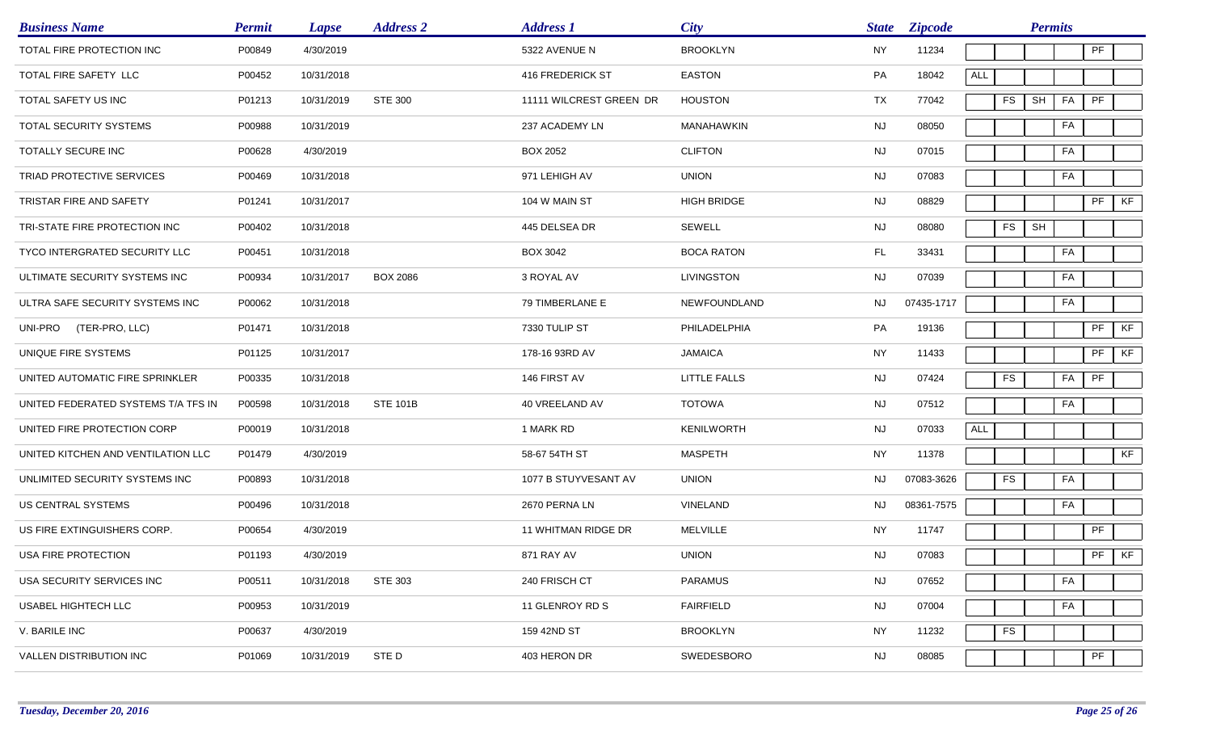| Business Name | Permit | Lapse | Address 2 | Address 1 | City | State | Zipcode | Permits | | | | | |
|---|---|---|---|---|---|---|---|---|---|---|---|---|---|
| TOTAL FIRE PROTECTION INC | P00849 | 4/30/2019 | | 5322 AVENUE N | BROOKLYN | NY | 11234 | | | | | PF | |
| TOTAL FIRE SAFETY LLC | P00452 | 10/31/2018 | | 416 FREDERICK ST | EASTON | PA | 18042 | ALL | | | | | |
| TOTAL SAFETY US INC | P01213 | 10/31/2019 | STE 300 | 11111 WILCREST GREEN DR | HOUSTON | TX | 77042 | | FS | SH | FA | PF | |
| TOTAL SECURITY SYSTEMS | P00988 | 10/31/2019 | | 237 ACADEMY LN | MANAHAWKIN | NJ | 08050 | | | | FA | | |
| TOTALLY SECURE INC | P00628 | 4/30/2019 | | BOX 2052 | CLIFTON | NJ | 07015 | | | | FA | | |
| TRIAD PROTECTIVE SERVICES | P00469 | 10/31/2018 | | 971 LEHIGH AV | UNION | NJ | 07083 | | | | FA | | |
| TRISTAR FIRE AND SAFETY | P01241 | 10/31/2017 | | 104 W MAIN ST | HIGH BRIDGE | NJ | 08829 | | | | | PF | KF |
| TRI-STATE FIRE PROTECTION INC | P00402 | 10/31/2018 | | 445 DELSEA DR | SEWELL | NJ | 08080 | | FS | SH | | | |
| TYCO INTERGRATED SECURITY LLC | P00451 | 10/31/2018 | | BOX 3042 | BOCA RATON | FL | 33431 | | | | FA | | |
| ULTIMATE SECURITY SYSTEMS INC | P00934 | 10/31/2017 | BOX 2086 | 3 ROYAL AV | LIVINGSTON | NJ | 07039 | | | | FA | | |
| ULTRA SAFE SECURITY SYSTEMS INC | P00062 | 10/31/2018 | | 79 TIMBERLANE E | NEWFOUNDLAND | NJ | 07435-1717 | | | | FA | | |
| UNI-PRO (TER-PRO, LLC) | P01471 | 10/31/2018 | | 7330 TULIP ST | PHILADELPHIA | PA | 19136 | | | | | PF | KF |
| UNIQUE FIRE SYSTEMS | P01125 | 10/31/2017 | | 178-16 93RD AV | JAMAICA | NY | 11433 | | | | | PF | KF |
| UNITED AUTOMATIC FIRE SPRINKLER | P00335 | 10/31/2018 | | 146 FIRST AV | LITTLE FALLS | NJ | 07424 | | FS | | FA | PF | |
| UNITED FEDERATED SYSTEMS T/A TFS IN | P00598 | 10/31/2018 | STE 101B | 40 VREELAND AV | TOTOWA | NJ | 07512 | | | | FA | | |
| UNITED FIRE PROTECTION CORP | P00019 | 10/31/2018 | | 1 MARK RD | KENILWORTH | NJ | 07033 | ALL | | | | | |
| UNITED KITCHEN AND VENTILATION LLC | P01479 | 4/30/2019 | | 58-67 54TH ST | MASPETH | NY | 11378 | | | | | | KF |
| UNLIMITED SECURITY SYSTEMS INC | P00893 | 10/31/2018 | | 1077 B STUYVESANT AV | UNION | NJ | 07083-3626 | | FS | | FA | | |
| US CENTRAL SYSTEMS | P00496 | 10/31/2018 | | 2670 PERNA LN | VINELAND | NJ | 08361-7575 | | | | FA | | |
| US FIRE EXTINGUISHERS CORP. | P00654 | 4/30/2019 | | 11 WHITMAN RIDGE DR | MELVILLE | NY | 11747 | | | | | PF | |
| USA FIRE PROTECTION | P01193 | 4/30/2019 | | 871 RAY AV | UNION | NJ | 07083 | | | | | PF | KF |
| USA SECURITY SERVICES INC | P00511 | 10/31/2018 | STE 303 | 240 FRISCH CT | PARAMUS | NJ | 07652 | | | | FA | | |
| USABEL HIGHTECH LLC | P00953 | 10/31/2019 | | 11 GLENROY RD S | FAIRFIELD | NJ | 07004 | | | | FA | | |
| V. BARILE INC | P00637 | 4/30/2019 | | 159 42ND ST | BROOKLYN | NY | 11232 | | FS | | | | |
| VALLEN DISTRIBUTION INC | P01069 | 10/31/2019 | STE D | 403 HERON DR | SWEDESBORO | NJ | 08085 | | | | | PF | |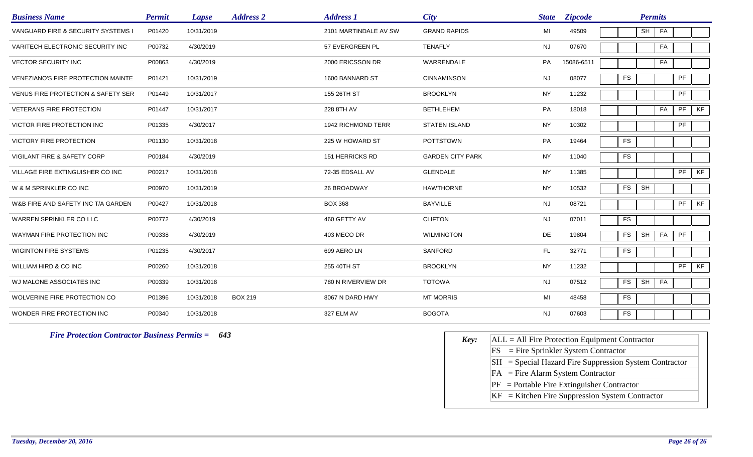| Business Name | Permit | Lapse | Address 2 | Address 1 | City | State | Zipcode | Permits | | | | | |
|---|---|---|---|---|---|---|---|---|---|---|---|---|---|
| VANGUARD FIRE & SECURITY SYSTEMS I | P01420 | 10/31/2019 | | 2101 MARTINDALE AV SW | GRAND RAPIDS | MI | 49509 | | | SH | FA | | |
| VARITECH ELECTRONIC SECURITY INC | P00732 | 4/30/2019 | | 57 EVERGREEN PL | TENAFLY | NJ | 07670 | | | | FA | | |
| VECTOR SECURITY INC | P00863 | 4/30/2019 | | 2000 ERICSSON DR | WARRENDALE | PA | 15086-6511 | | | | FA | | |
| VENEZIANO'S FIRE PROTECTION MAINTE | P01421 | 10/31/2019 | | 1600 BANNARD ST | CINNAMINSON | NJ | 08077 | | FS | | | PF | |
| VENUS FIRE PROTECTION & SAFETY SER | P01449 | 10/31/2017 | | 155 26TH ST | BROOKLYN | NY | 11232 | | | | | PF | |
| VETERANS FIRE PROTECTION | P01447 | 10/31/2017 | | 228 8TH AV | BETHLEHEM | PA | 18018 | | | | FA | PF | KF |
| VICTOR FIRE PROTECTION INC | P01335 | 4/30/2017 | | 1942 RICHMOND TERR | STATEN ISLAND | NY | 10302 | | | | | PF | |
| VICTORY FIRE PROTECTION | P01130 | 10/31/2018 | | 225 W HOWARD ST | POTTSTOWN | PA | 19464 | | FS | | | | |
| VIGILANT FIRE & SAFETY CORP | P00184 | 4/30/2019 | | 151 HERRICKS RD | GARDEN CITY PARK | NY | 11040 | | FS | | | | |
| VILLAGE FIRE EXTINGUISHER CO INC | P00217 | 10/31/2018 | | 72-35 EDSALL AV | GLENDALE | NY | 11385 | | | | | PF | KF |
| W & M SPRINKLER CO INC | P00970 | 10/31/2019 | | 26 BROADWAY | HAWTHORNE | NY | 10532 | | FS | SH | | | |
| W&B FIRE AND SAFETY INC T/A GARDEN | P00427 | 10/31/2018 | | BOX 368 | BAYVILLE | NJ | 08721 | | | | | PF | KF |
| WARREN SPRINKLER CO LLC | P00772 | 4/30/2019 | | 460 GETTY AV | CLIFTON | NJ | 07011 | | FS | | | | |
| WAYMAN FIRE PROTECTION INC | P00338 | 4/30/2019 | | 403 MECO DR | WILMINGTON | DE | 19804 | | FS | SH | FA | PF | |
| WIGINTON FIRE SYSTEMS | P01235 | 4/30/2017 | | 699 AERO LN | SANFORD | FL | 32771 | | FS | | | | |
| WILLIAM HIRD & CO INC | P00260 | 10/31/2018 | | 255 40TH ST | BROOKLYN | NY | 11232 | | | | | PF | KF |
| WJ MALONE ASSOCIATES INC | P00339 | 10/31/2018 | | 780 N RIVERVIEW DR | TOTOWA | NJ | 07512 | | FS | SH | FA | | |
| WOLVERINE FIRE PROTECTION CO | P01396 | 10/31/2018 | BOX 219 | 8067 N DARD HWY | MT MORRIS | MI | 48458 | | FS | | | | |
| WONDER FIRE PROTECTION INC | P00340 | 10/31/2018 | | 327 ELM AV | BOGOTA | NJ | 07603 | | FS | | | | |

***Fire Protection Contractor Business Permits = 643***

***Key:***

- ALL = All Fire Protection Equipment Contractor
- FS = Fire Sprinkler System Contractor
- SH = Special Hazard Fire Suppression System Contractor
- FA = Fire Alarm System Contractor
- PF = Portable Fire Extinguisher Contractor
- KF = Kitchen Fire Suppression System Contractor